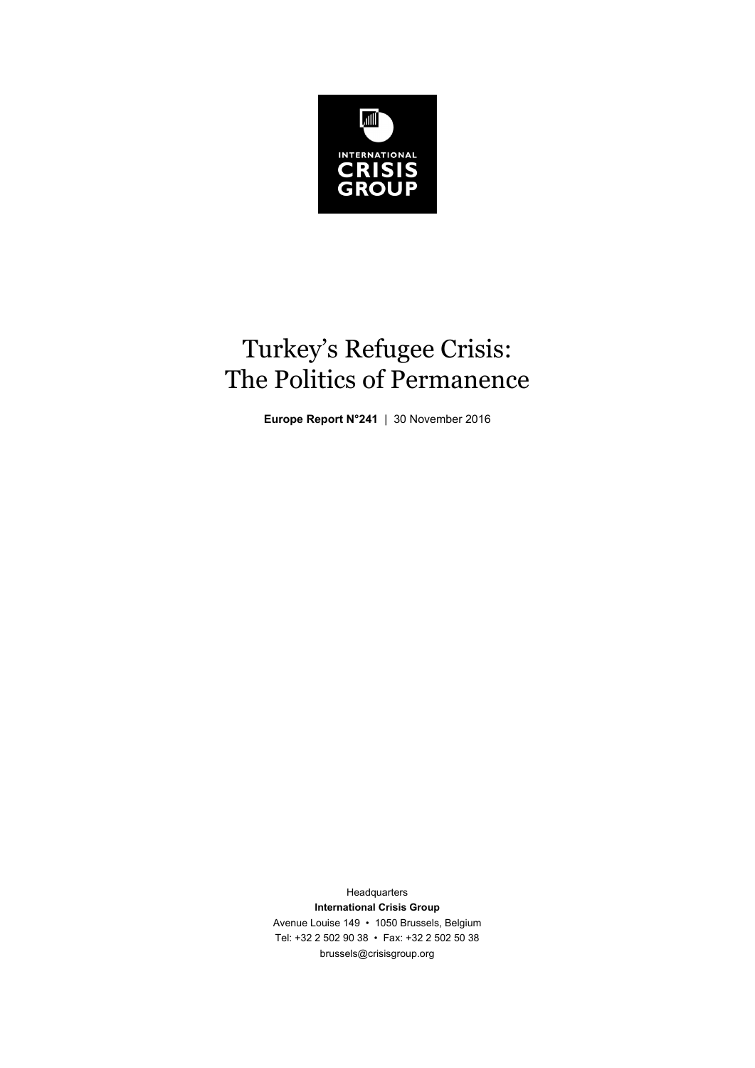INTERNATIONAL
CRISIS
GROUP

# Turkey's Refugee Crisis: The Politics of Permanence

**Europe Report N°241** | 30 November 2016

Headquarters
**International Crisis Group**
Avenue Louise 149 • 1050 Brussels, Belgium
Tel: +32 2 502 90 38 • Fax: +32 2 502 50 38
brussels@crisisgroup.org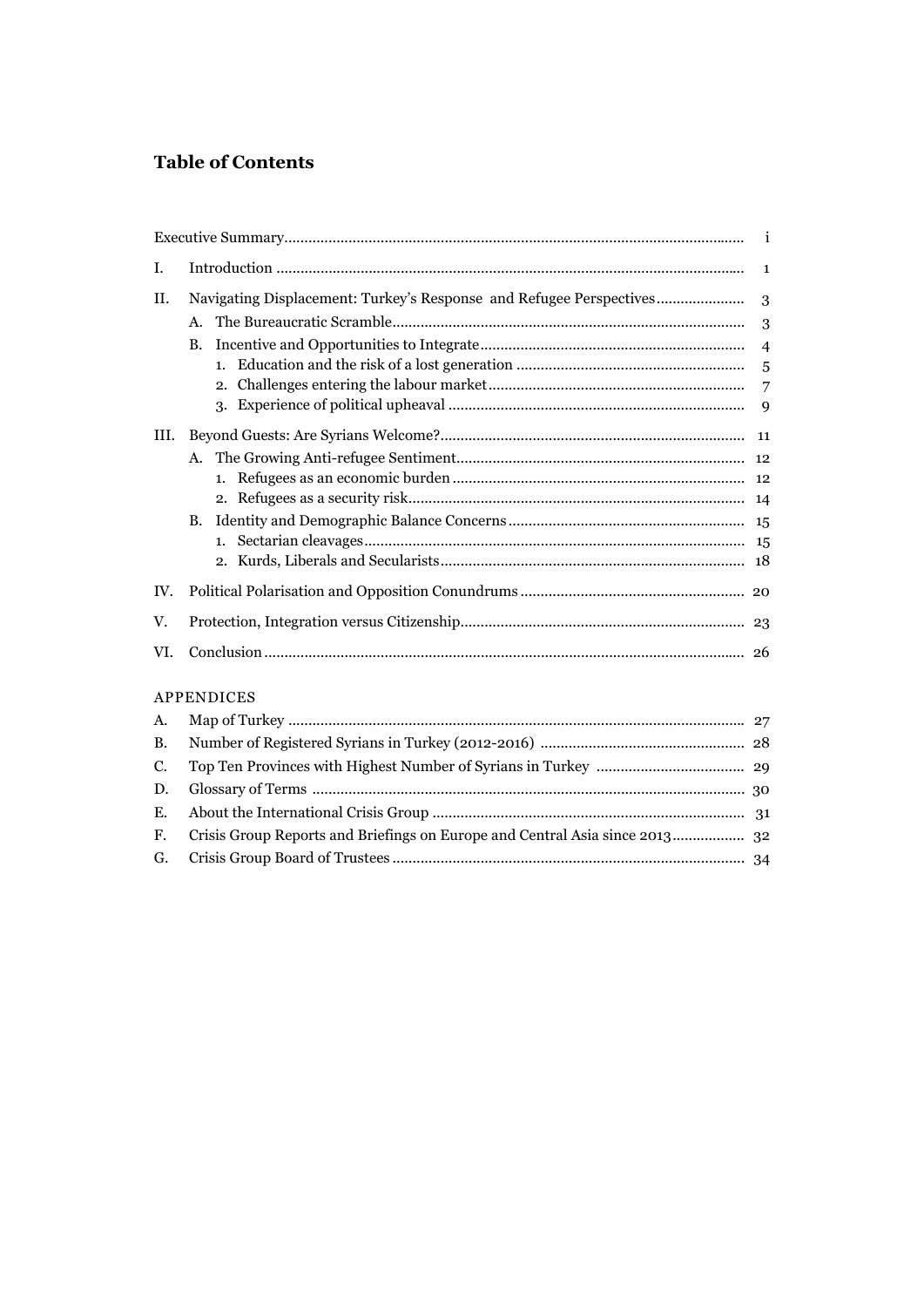## Table of Contents

Executive Summary ..................................................................... i

I. Introduction ..................................................................... 1

II. Navigating Displacement: Turkey's Response and Refugee Perspectives ..................... 3

- A. The Bureaucratic Scramble ..................................................................... 3
- B. Incentive and Opportunities to Integrate ..................................................................... 4
  1. Education and the risk of a lost generation ..................................................................... 5
  2. Challenges entering the labour market ..................................................................... 7
  3. Experience of political upheaval ..................................................................... 9

III. Beyond Guests: Are Syrians Welcome? ..................................................................... 11

- A. The Growing Anti-refugee Sentiment ..................................................................... 12
  1. Refugees as an economic burden ..................................................................... 12
  2. Refugees as a security risk ..................................................................... 14
- B. Identity and Demographic Balance Concerns ..................................................................... 15
  1. Sectarian cleavages ..................................................................... 15
  2. Kurds, Liberals and Secularists ..................................................................... 18

IV. Political Polarisation and Opposition Conundrums ..................................................................... 20

V. Protection, Integration versus Citizenship ..................................................................... 23

VI. Conclusion ..................................................................... 26

APPENDICES

A. Map of Turkey ..................................................................... 27

B. Number of Registered Syrians in Turkey (2012-2016) ..................................................................... 28

C. Top Ten Provinces with Highest Number of Syrians in Turkey ..................................................................... 29

D. Glossary of Terms ..................................................................... 30

E. About the International Crisis Group ..................................................................... 31

F. Crisis Group Reports and Briefings on Europe and Central Asia since 2013 ..................................................................... 32

G. Crisis Group Board of Trustees ..................................................................... 34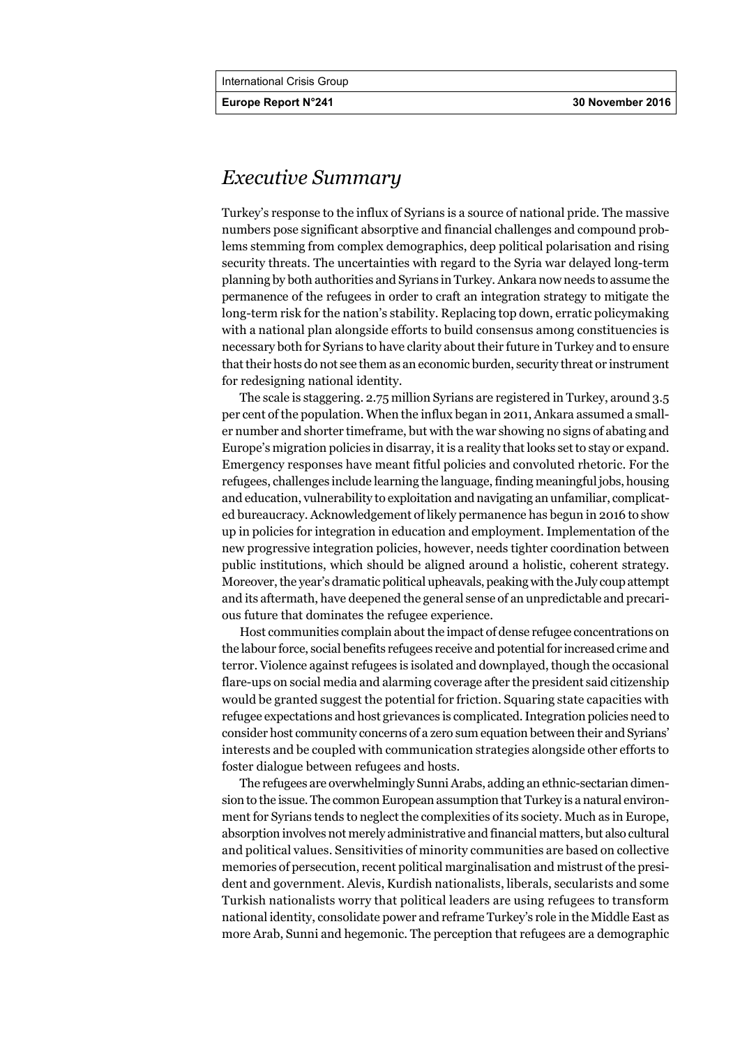## *Executive Summary*

Turkey's response to the influx of Syrians is a source of national pride. The massive numbers pose significant absorptive and financial challenges and compound problems stemming from complex demographics, deep political polarisation and rising security threats. The uncertainties with regard to the Syria war delayed long-term planning by both authorities and Syrians in Turkey. Ankara now needs to assume the permanence of the refugees in order to craft an integration strategy to mitigate the long-term risk for the nation's stability. Replacing top down, erratic policymaking with a national plan alongside efforts to build consensus among constituencies is necessary both for Syrians to have clarity about their future in Turkey and to ensure that their hosts do not see them as an economic burden, security threat or instrument for redesigning national identity.

The scale is staggering. 2.75 million Syrians are registered in Turkey, around 3.5 per cent of the population. When the influx began in 2011, Ankara assumed a smaller number and shorter timeframe, but with the war showing no signs of abating and Europe's migration policies in disarray, it is a reality that looks set to stay or expand. Emergency responses have meant fitful policies and convoluted rhetoric. For the refugees, challenges include learning the language, finding meaningful jobs, housing and education, vulnerability to exploitation and navigating an unfamiliar, complicated bureaucracy. Acknowledgement of likely permanence has begun in 2016 to show up in policies for integration in education and employment. Implementation of the new progressive integration policies, however, needs tighter coordination between public institutions, which should be aligned around a holistic, coherent strategy. Moreover, the year's dramatic political upheavals, peaking with the July coup attempt and its aftermath, have deepened the general sense of an unpredictable and precarious future that dominates the refugee experience.

Host communities complain about the impact of dense refugee concentrations on the labour force, social benefits refugees receive and potential for increased crime and terror. Violence against refugees is isolated and downplayed, though the occasional flare-ups on social media and alarming coverage after the president said citizenship would be granted suggest the potential for friction. Squaring state capacities with refugee expectations and host grievances is complicated. Integration policies need to consider host community concerns of a zero sum equation between their and Syrians' interests and be coupled with communication strategies alongside other efforts to foster dialogue between refugees and hosts.

The refugees are overwhelmingly Sunni Arabs, adding an ethnic-sectarian dimension to the issue. The common European assumption that Turkey is a natural environment for Syrians tends to neglect the complexities of its society. Much as in Europe, absorption involves not merely administrative and financial matters, but also cultural and political values. Sensitivities of minority communities are based on collective memories of persecution, recent political marginalisation and mistrust of the president and government. Alevis, Kurdish nationalists, liberals, secularists and some Turkish nationalists worry that political leaders are using refugees to transform national identity, consolidate power and reframe Turkey's role in the Middle East as more Arab, Sunni and hegemonic. The perception that refugees are a demographic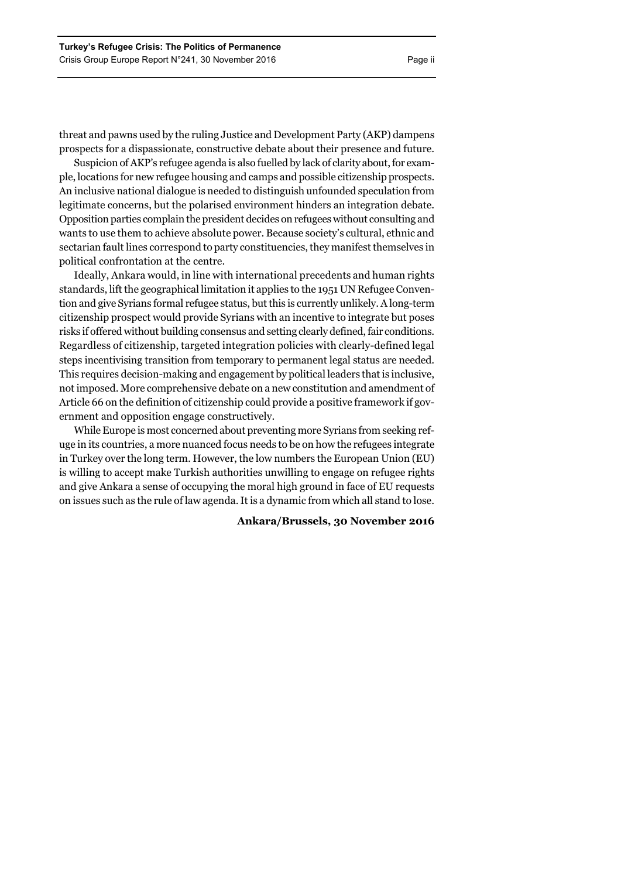threat and pawns used by the ruling Justice and Development Party (AKP) dampens prospects for a dispassionate, constructive debate about their presence and future.

Suspicion of AKP's refugee agenda is also fuelled by lack of clarity about, for example, locations for new refugee housing and camps and possible citizenship prospects. An inclusive national dialogue is needed to distinguish unfounded speculation from legitimate concerns, but the polarised environment hinders an integration debate. Opposition parties complain the president decides on refugees without consulting and wants to use them to achieve absolute power. Because society's cultural, ethnic and sectarian fault lines correspond to party constituencies, they manifest themselves in political confrontation at the centre.

Ideally, Ankara would, in line with international precedents and human rights standards, lift the geographical limitation it applies to the 1951 UN Refugee Convention and give Syrians formal refugee status, but this is currently unlikely. A long-term citizenship prospect would provide Syrians with an incentive to integrate but poses risks if offered without building consensus and setting clearly defined, fair conditions. Regardless of citizenship, targeted integration policies with clearly-defined legal steps incentivising transition from temporary to permanent legal status are needed. This requires decision-making and engagement by political leaders that is inclusive, not imposed. More comprehensive debate on a new constitution and amendment of Article 66 on the definition of citizenship could provide a positive framework if government and opposition engage constructively.

While Europe is most concerned about preventing more Syrians from seeking refuge in its countries, a more nuanced focus needs to be on how the refugees integrate in Turkey over the long term. However, the low numbers the European Union (EU) is willing to accept make Turkish authorities unwilling to engage on refugee rights and give Ankara a sense of occupying the moral high ground in face of EU requests on issues such as the rule of law agenda. It is a dynamic from which all stand to lose.

**Ankara/Brussels, 30 November 2016**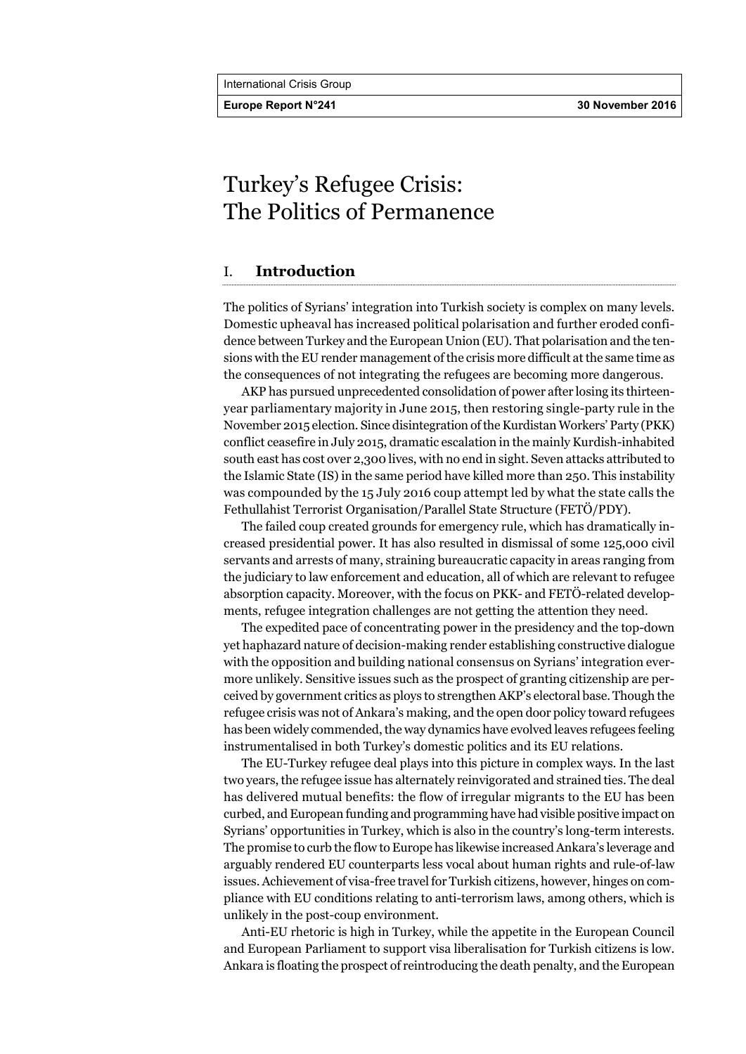# Turkey's Refugee Crisis: The Politics of Permanence

## I. Introduction

The politics of Syrians' integration into Turkish society is complex on many levels. Domestic upheaval has increased political polarisation and further eroded confidence between Turkey and the European Union (EU). That polarisation and the tensions with the EU render management of the crisis more difficult at the same time as the consequences of not integrating the refugees are becoming more dangerous.

AKP has pursued unprecedented consolidation of power after losing its thirteen-year parliamentary majority in June 2015, then restoring single-party rule in the November 2015 election. Since disintegration of the Kurdistan Workers' Party (PKK) conflict ceasefire in July 2015, dramatic escalation in the mainly Kurdish-inhabited south east has cost over 2,300 lives, with no end in sight. Seven attacks attributed to the Islamic State (IS) in the same period have killed more than 250. This instability was compounded by the 15 July 2016 coup attempt led by what the state calls the Fethullahist Terrorist Organisation/Parallel State Structure (FETÖ/PDY).

The failed coup created grounds for emergency rule, which has dramatically increased presidential power. It has also resulted in dismissal of some 125,000 civil servants and arrests of many, straining bureaucratic capacity in areas ranging from the judiciary to law enforcement and education, all of which are relevant to refugee absorption capacity. Moreover, with the focus on PKK- and FETÖ-related developments, refugee integration challenges are not getting the attention they need.

The expedited pace of concentrating power in the presidency and the top-down yet haphazard nature of decision-making render establishing constructive dialogue with the opposition and building national consensus on Syrians' integration evermore unlikely. Sensitive issues such as the prospect of granting citizenship are perceived by government critics as ploys to strengthen AKP's electoral base. Though the refugee crisis was not of Ankara's making, and the open door policy toward refugees has been widely commended, the way dynamics have evolved leaves refugees feeling instrumentalised in both Turkey's domestic politics and its EU relations.

The EU-Turkey refugee deal plays into this picture in complex ways. In the last two years, the refugee issue has alternately reinvigorated and strained ties. The deal has delivered mutual benefits: the flow of irregular migrants to the EU has been curbed, and European funding and programming have had visible positive impact on Syrians' opportunities in Turkey, which is also in the country's long-term interests. The promise to curb the flow to Europe has likewise increased Ankara's leverage and arguably rendered EU counterparts less vocal about human rights and rule-of-law issues. Achievement of visa-free travel for Turkish citizens, however, hinges on compliance with EU conditions relating to anti-terrorism laws, among others, which is unlikely in the post-coup environment.

Anti-EU rhetoric is high in Turkey, while the appetite in the European Council and European Parliament to support visa liberalisation for Turkish citizens is low. Ankara is floating the prospect of reintroducing the death penalty, and the European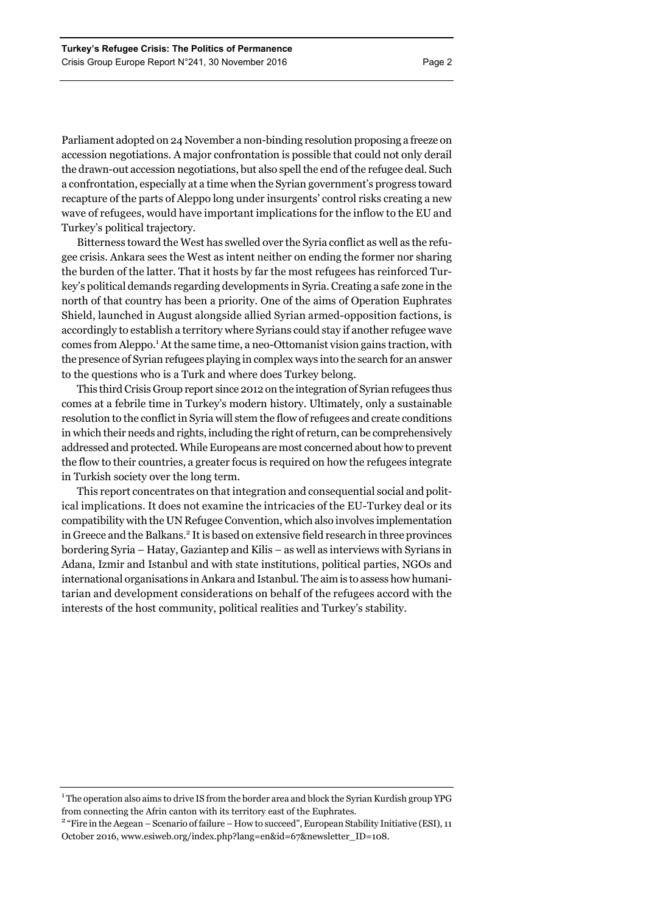Parliament adopted on 24 November a non-binding resolution proposing a freeze on accession negotiations. A major confrontation is possible that could not only derail the drawn-out accession negotiations, but also spell the end of the refugee deal. Such a confrontation, especially at a time when the Syrian government's progress toward recapture of the parts of Aleppo long under insurgents' control risks creating a new wave of refugees, would have important implications for the inflow to the EU and Turkey's political trajectory.

Bitterness toward the West has swelled over the Syria conflict as well as the refugee crisis. Ankara sees the West as intent neither on ending the former nor sharing the burden of the latter. That it hosts by far the most refugees has reinforced Turkey's political demands regarding developments in Syria. Creating a safe zone in the north of that country has been a priority. One of the aims of Operation Euphrates Shield, launched in August alongside allied Syrian armed-opposition factions, is accordingly to establish a territory where Syrians could stay if another refugee wave comes from Aleppo.[1] At the same time, a neo-Ottomanist vision gains traction, with the presence of Syrian refugees playing in complex ways into the search for an answer to the questions who is a Turk and where does Turkey belong.

This third Crisis Group report since 2012 on the integration of Syrian refugees thus comes at a febrile time in Turkey's modern history. Ultimately, only a sustainable resolution to the conflict in Syria will stem the flow of refugees and create conditions in which their needs and rights, including the right of return, can be comprehensively addressed and protected. While Europeans are most concerned about how to prevent the flow to their countries, a greater focus is required on how the refugees integrate in Turkish society over the long term.

This report concentrates on that integration and consequential social and political implications. It does not examine the intricacies of the EU-Turkey deal or its compatibility with the UN Refugee Convention, which also involves implementation in Greece and the Balkans.[2] It is based on extensive field research in three provinces bordering Syria – Hatay, Gaziantep and Kilis – as well as interviews with Syrians in Adana, Izmir and Istanbul and with state institutions, political parties, NGOs and international organisations in Ankara and Istanbul. The aim is to assess how humanitarian and development considerations on behalf of the refugees accord with the interests of the host community, political realities and Turkey's stability.

---

[1] The operation also aims to drive IS from the border area and block the Syrian Kurdish group YPG from connecting the Afrin canton with its territory east of the Euphrates.

[2] "Fire in the Aegean – Scenario of failure – How to succeed", European Stability Initiative (ESI), 11 October 2016, www.esiweb.org/index.php?lang=en&id=67&newsletter_ID=108.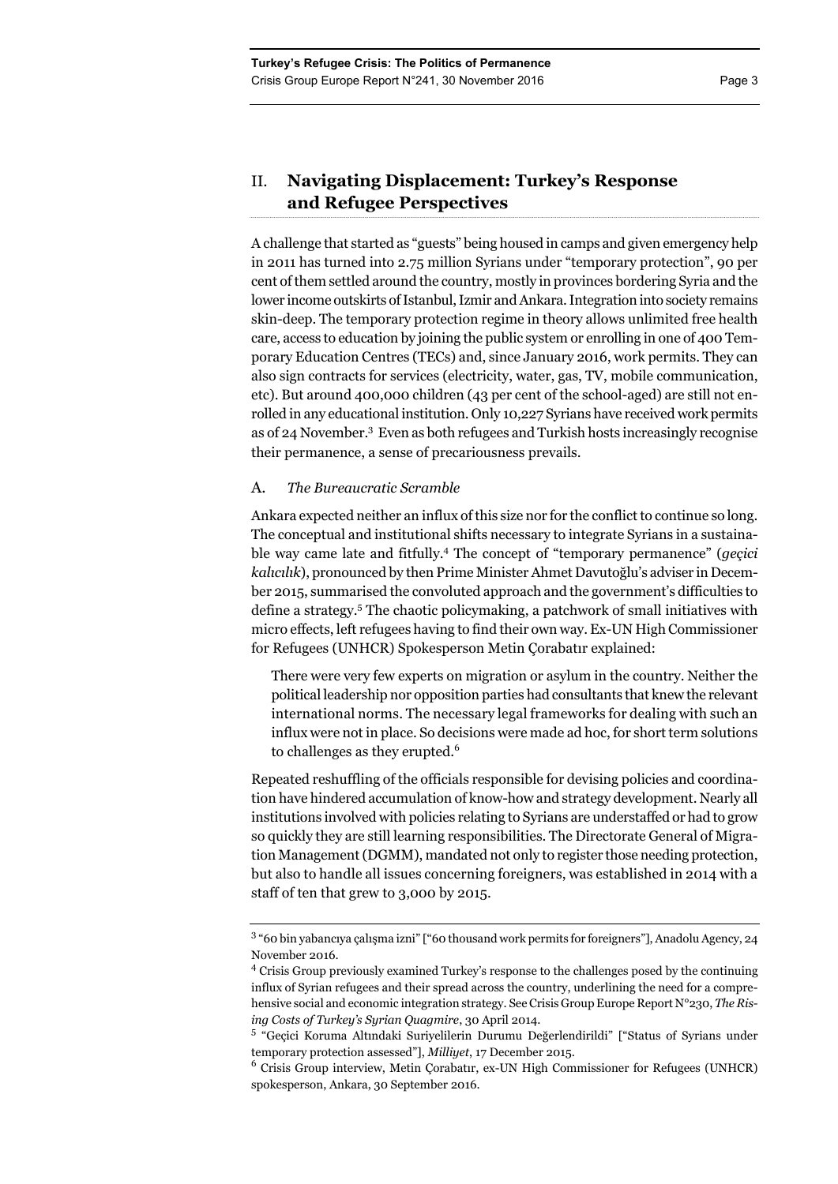## II. Navigating Displacement: Turkey's Response and Refugee Perspectives

A challenge that started as "guests" being housed in camps and given emergency help in 2011 has turned into 2.75 million Syrians under "temporary protection", 90 per cent of them settled around the country, mostly in provinces bordering Syria and the lower income outskirts of Istanbul, Izmir and Ankara. Integration into society remains skin-deep. The temporary protection regime in theory allows unlimited free health care, access to education by joining the public system or enrolling in one of 400 Temporary Education Centres (TECs) and, since January 2016, work permits. They can also sign contracts for services (electricity, water, gas, TV, mobile communication, etc). But around 400,000 children (43 per cent of the school-aged) are still not enrolled in any educational institution. Only 10,227 Syrians have received work permits as of 24 November.[3] Even as both refugees and Turkish hosts increasingly recognise their permanence, a sense of precariousness prevails.

### A. *The Bureaucratic Scramble*

Ankara expected neither an influx of this size nor for the conflict to continue so long. The conceptual and institutional shifts necessary to integrate Syrians in a sustainable way came late and fitfully.[4] The concept of "temporary permanence" (*geçici kalıcılık*), pronounced by then Prime Minister Ahmet Davutoğlu's adviser in December 2015, summarised the convoluted approach and the government's difficulties to define a strategy.[5] The chaotic policymaking, a patchwork of small initiatives with micro effects, left refugees having to find their own way. Ex-UN High Commissioner for Refugees (UNHCR) Spokesperson Metin Çorabatır explained:

> There were very few experts on migration or asylum in the country. Neither the political leadership nor opposition parties had consultants that knew the relevant international norms. The necessary legal frameworks for dealing with such an influx were not in place. So decisions were made ad hoc, for short term solutions to challenges as they erupted.[6]

Repeated reshuffling of the officials responsible for devising policies and coordination have hindered accumulation of know-how and strategy development. Nearly all institutions involved with policies relating to Syrians are understaffed or had to grow so quickly they are still learning responsibilities. The Directorate General of Migration Management (DGMM), mandated not only to register those needing protection, but also to handle all issues concerning foreigners, was established in 2014 with a staff of ten that grew to 3,000 by 2015.

---

[3] "60 bin yabancıya çalışma izni" ["60 thousand work permits for foreigners"], Anadolu Agency, 24 November 2016.

[4] Crisis Group previously examined Turkey's response to the challenges posed by the continuing influx of Syrian refugees and their spread across the country, underlining the need for a comprehensive social and economic integration strategy. See Crisis Group Europe Report N°230, *The Rising Costs of Turkey's Syrian Quagmire*, 30 April 2014.

[5] "Geçici Koruma Altındaki Suriyelilerin Durumu Değerlendirildi" ["Status of Syrians under temporary protection assessed"], *Milliyet*, 17 December 2015.

[6] Crisis Group interview, Metin Çorabatır, ex-UN High Commissioner for Refugees (UNHCR) spokesperson, Ankara, 30 September 2016.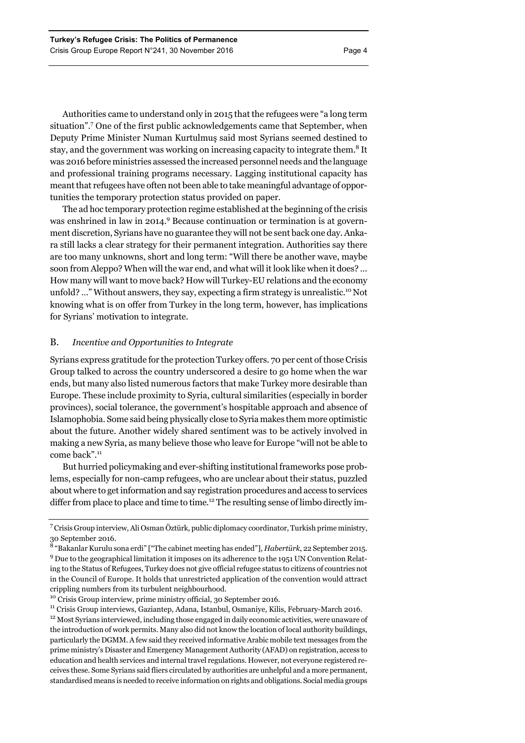Authorities came to understand only in 2015 that the refugees were "a long term situation".[7] One of the first public acknowledgements came that September, when Deputy Prime Minister Numan Kurtulmuş said most Syrians seemed destined to stay, and the government was working on increasing capacity to integrate them.[8] It was 2016 before ministries assessed the increased personnel needs and the language and professional training programs necessary. Lagging institutional capacity has meant that refugees have often not been able to take meaningful advantage of opportunities the temporary protection status provided on paper.

The ad hoc temporary protection regime established at the beginning of the crisis was enshrined in law in 2014.[9] Because continuation or termination is at government discretion, Syrians have no guarantee they will not be sent back one day. Ankara still lacks a clear strategy for their permanent integration. Authorities say there are too many unknowns, short and long term: "Will there be another wave, maybe soon from Aleppo? When will the war end, and what will it look like when it does? … How many will want to move back? How will Turkey-EU relations and the economy unfold? …" Without answers, they say, expecting a firm strategy is unrealistic.[10] Not knowing what is on offer from Turkey in the long term, however, has implications for Syrians' motivation to integrate.

### B. *Incentive and Opportunities to Integrate*

Syrians express gratitude for the protection Turkey offers. 70 per cent of those Crisis Group talked to across the country underscored a desire to go home when the war ends, but many also listed numerous factors that make Turkey more desirable than Europe. These include proximity to Syria, cultural similarities (especially in border provinces), social tolerance, the government's hospitable approach and absence of Islamophobia. Some said being physically close to Syria makes them more optimistic about the future. Another widely shared sentiment was to be actively involved in making a new Syria, as many believe those who leave for Europe "will not be able to come back".[11]

But hurried policymaking and ever-shifting institutional frameworks pose problems, especially for non-camp refugees, who are unclear about their status, puzzled about where to get information and say registration procedures and access to services differ from place to place and time to time.[12] The resulting sense of limbo directly im-

---

[7] Crisis Group interview, Ali Osman Öztürk, public diplomacy coordinator, Turkish prime ministry, 30 September 2016.

[8] "Bakanlar Kurulu sona erdi" ["The cabinet meeting has ended"], *Habertürk*, 22 September 2015.

[9] Due to the geographical limitation it imposes on its adherence to the 1951 UN Convention Relating to the Status of Refugees, Turkey does not give official refugee status to citizens of countries not in the Council of Europe. It holds that unrestricted application of the convention would attract crippling numbers from its turbulent neighbourhood.

[10] Crisis Group interview, prime ministry official, 30 September 2016.

[11] Crisis Group interviews, Gaziantep, Adana, Istanbul, Osmaniye, Kilis, February-March 2016.

[12] Most Syrians interviewed, including those engaged in daily economic activities, were unaware of the introduction of work permits. Many also did not know the location of local authority buildings, particularly the DGMM. A few said they received informative Arabic mobile text messages from the prime ministry's Disaster and Emergency Management Authority (AFAD) on registration, access to education and health services and internal travel regulations. However, not everyone registered receives these. Some Syrians said fliers circulated by authorities are unhelpful and a more permanent, standardised means is needed to receive information on rights and obligations. Social media groups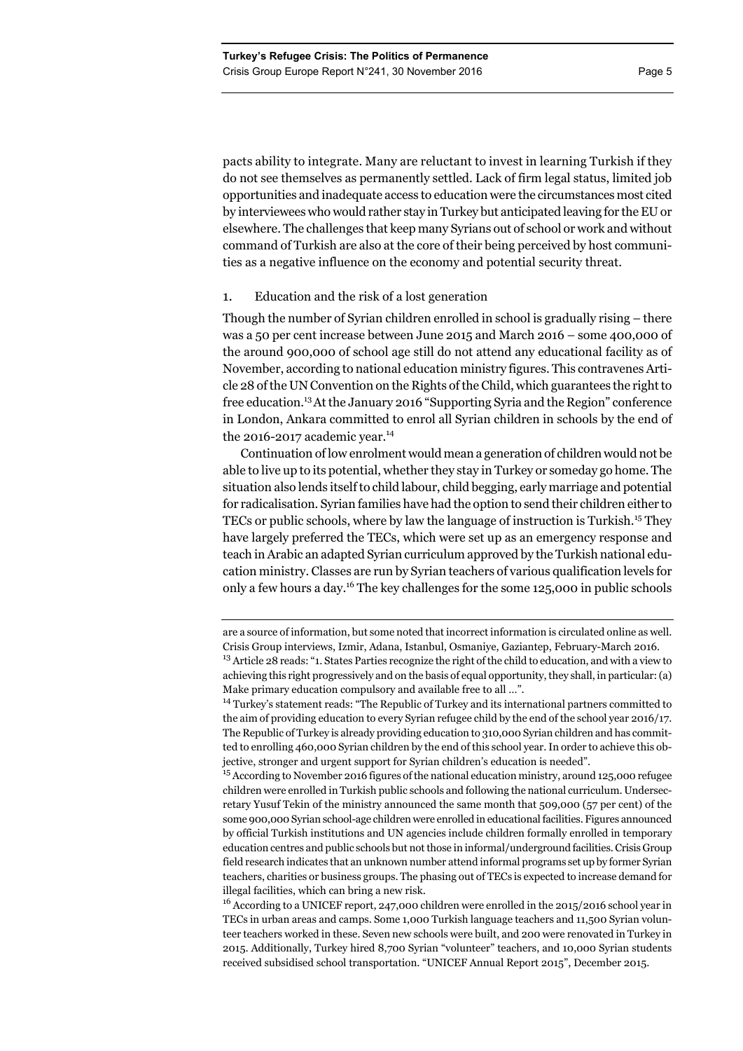pacts ability to integrate. Many are reluctant to invest in learning Turkish if they do not see themselves as permanently settled. Lack of firm legal status, limited job opportunities and inadequate access to education were the circumstances most cited by interviewees who would rather stay in Turkey but anticipated leaving for the EU or elsewhere. The challenges that keep many Syrians out of school or work and without command of Turkish are also at the core of their being perceived by host communities as a negative influence on the economy and potential security threat.

### 1. Education and the risk of a lost generation

Though the number of Syrian children enrolled in school is gradually rising – there was a 50 per cent increase between June 2015 and March 2016 – some 400,000 of the around 900,000 of school age still do not attend any educational facility as of November, according to national education ministry figures. This contravenes Article 28 of the UN Convention on the Rights of the Child, which guarantees the right to free education.[13] At the January 2016 "Supporting Syria and the Region" conference in London, Ankara committed to enrol all Syrian children in schools by the end of the 2016-2017 academic year.[14]

Continuation of low enrolment would mean a generation of children would not be able to live up to its potential, whether they stay in Turkey or someday go home. The situation also lends itself to child labour, child begging, early marriage and potential for radicalisation. Syrian families have had the option to send their children either to TECs or public schools, where by law the language of instruction is Turkish.[15] They have largely preferred the TECs, which were set up as an emergency response and teach in Arabic an adapted Syrian curriculum approved by the Turkish national education ministry. Classes are run by Syrian teachers of various qualification levels for only a few hours a day.[16] The key challenges for the some 125,000 in public schools

---

are a source of information, but some noted that incorrect information is circulated online as well. Crisis Group interviews, Izmir, Adana, Istanbul, Osmaniye, Gaziantep, February-March 2016.

[13] Article 28 reads: "1. States Parties recognize the right of the child to education, and with a view to achieving this right progressively and on the basis of equal opportunity, they shall, in particular: (a) Make primary education compulsory and available free to all ...".

[14] Turkey's statement reads: "The Republic of Turkey and its international partners committed to the aim of providing education to every Syrian refugee child by the end of the school year 2016/17. The Republic of Turkey is already providing education to 310,000 Syrian children and has committed to enrolling 460,000 Syrian children by the end of this school year. In order to achieve this objective, stronger and urgent support for Syrian children's education is needed".

[15] According to November 2016 figures of the national education ministry, around 125,000 refugee children were enrolled in Turkish public schools and following the national curriculum. Undersecretary Yusuf Tekin of the ministry announced the same month that 509,000 (57 per cent) of the some 900,000 Syrian school-age children were enrolled in educational facilities. Figures announced by official Turkish institutions and UN agencies include children formally enrolled in temporary education centres and public schools but not those in informal/underground facilities. Crisis Group field research indicates that an unknown number attend informal programs set up by former Syrian teachers, charities or business groups. The phasing out of TECs is expected to increase demand for illegal facilities, which can bring a new risk.

[16] According to a UNICEF report, 247,000 children were enrolled in the 2015/2016 school year in TECs in urban areas and camps. Some 1,000 Turkish language teachers and 11,500 Syrian volunteer teachers worked in these. Seven new schools were built, and 200 were renovated in Turkey in 2015. Additionally, Turkey hired 8,700 Syrian "volunteer" teachers, and 10,000 Syrian students received subsidised school transportation. "UNICEF Annual Report 2015", December 2015.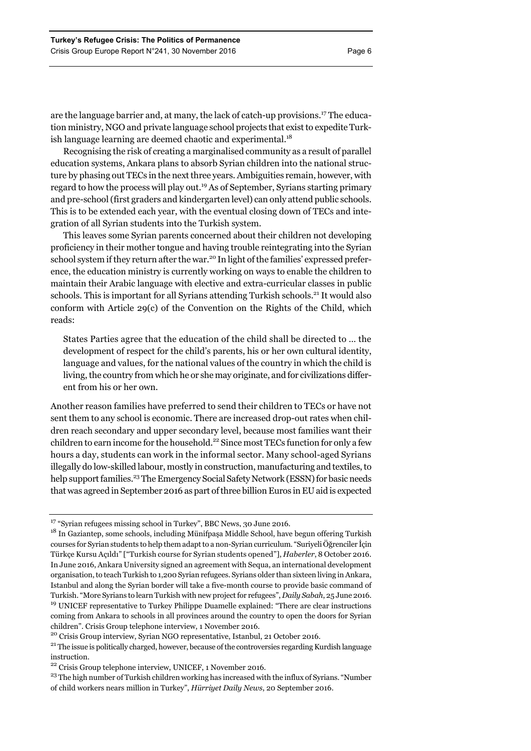are the language barrier and, at many, the lack of catch-up provisions.[17] The education ministry, NGO and private language school projects that exist to expedite Turkish language learning are deemed chaotic and experimental.[18]

Recognising the risk of creating a marginalised community as a result of parallel education systems, Ankara plans to absorb Syrian children into the national structure by phasing out TECs in the next three years. Ambiguities remain, however, with regard to how the process will play out.[19] As of September, Syrians starting primary and pre-school (first graders and kindergarten level) can only attend public schools. This is to be extended each year, with the eventual closing down of TECs and integration of all Syrian students into the Turkish system.

This leaves some Syrian parents concerned about their children not developing proficiency in their mother tongue and having trouble reintegrating into the Syrian school system if they return after the war.[20] In light of the families' expressed preference, the education ministry is currently working on ways to enable the children to maintain their Arabic language with elective and extra-curricular classes in public schools. This is important for all Syrians attending Turkish schools.[21] It would also conform with Article 29(c) of the Convention on the Rights of the Child, which reads:

> States Parties agree that the education of the child shall be directed to … the development of respect for the child's parents, his or her own cultural identity, language and values, for the national values of the country in which the child is living, the country from which he or she may originate, and for civilizations different from his or her own.

Another reason families have preferred to send their children to TECs or have not sent them to any school is economic. There are increased drop-out rates when children reach secondary and upper secondary level, because most families want their children to earn income for the household.[22] Since most TECs function for only a few hours a day, students can work in the informal sector. Many school-aged Syrians illegally do low-skilled labour, mostly in construction, manufacturing and textiles, to help support families.[23] The Emergency Social Safety Network (ESSN) for basic needs that was agreed in September 2016 as part of three billion Euros in EU aid is expected

---

[17] "Syrian refugees missing school in Turkey", BBC News, 30 June 2016.

[18] In Gaziantep, some schools, including Münifpaşa Middle School, have begun offering Turkish courses for Syrian students to help them adapt to a non-Syrian curriculum. "Suriyeli Öğrenciler İçin Türkçe Kursu Açıldı" ["Turkish course for Syrian students opened"], *Haberler*, 8 October 2016. In June 2016, Ankara University signed an agreement with Sequa, an international development organisation, to teach Turkish to 1,200 Syrian refugees. Syrians older than sixteen living in Ankara, Istanbul and along the Syrian border will take a five-month course to provide basic command of Turkish. "More Syrians to learn Turkish with new project for refugees", *Daily Sabah*, 25 June 2016.

[19] UNICEF representative to Turkey Philippe Duamelle explained: "There are clear instructions coming from Ankara to schools in all provinces around the country to open the doors for Syrian children". Crisis Group telephone interview, 1 November 2016.

[20] Crisis Group interview, Syrian NGO representative, Istanbul, 21 October 2016.

[21] The issue is politically charged, however, because of the controversies regarding Kurdish language instruction.

[22] Crisis Group telephone interview, UNICEF, 1 November 2016.

[23] The high number of Turkish children working has increased with the influx of Syrians. "Number of child workers nears million in Turkey", *Hürriyet Daily News*, 20 September 2016.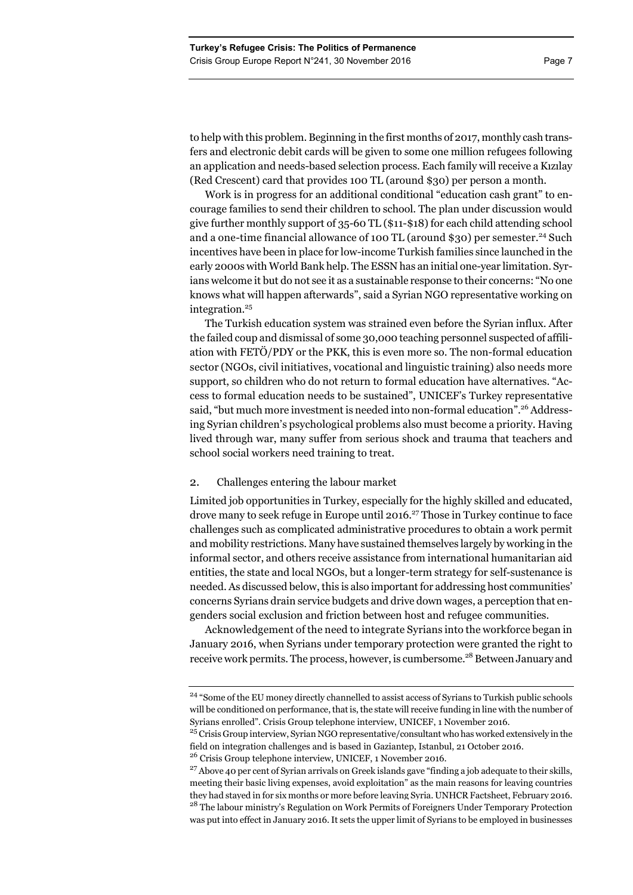to help with this problem. Beginning in the first months of 2017, monthly cash transfers and electronic debit cards will be given to some one million refugees following an application and needs-based selection process. Each family will receive a Kızılay (Red Crescent) card that provides 100 TL (around $30) per person a month.

Work is in progress for an additional conditional "education cash grant" to encourage families to send their children to school. The plan under discussion would give further monthly support of 35-60 TL ($11-$18) for each child attending school and a one-time financial allowance of 100 TL (around $30) per semester.[24] Such incentives have been in place for low-income Turkish families since launched in the early 2000s with World Bank help. The ESSN has an initial one-year limitation. Syrians welcome it but do not see it as a sustainable response to their concerns: "No one knows what will happen afterwards", said a Syrian NGO representative working on integration.[25]

The Turkish education system was strained even before the Syrian influx. After the failed coup and dismissal of some 30,000 teaching personnel suspected of affiliation with FETÖ/PDY or the PKK, this is even more so. The non-formal education sector (NGOs, civil initiatives, vocational and linguistic training) also needs more support, so children who do not return to formal education have alternatives. "Access to formal education needs to be sustained", UNICEF's Turkey representative said, "but much more investment is needed into non-formal education".[26] Addressing Syrian children's psychological problems also must become a priority. Having lived through war, many suffer from serious shock and trauma that teachers and school social workers need training to treat.

### 2. Challenges entering the labour market

Limited job opportunities in Turkey, especially for the highly skilled and educated, drove many to seek refuge in Europe until 2016.[27] Those in Turkey continue to face challenges such as complicated administrative procedures to obtain a work permit and mobility restrictions. Many have sustained themselves largely by working in the informal sector, and others receive assistance from international humanitarian aid entities, the state and local NGOs, but a longer-term strategy for self-sustenance is needed. As discussed below, this is also important for addressing host communities' concerns Syrians drain service budgets and drive down wages, a perception that engenders social exclusion and friction between host and refugee communities.

Acknowledgement of the need to integrate Syrians into the workforce began in January 2016, when Syrians under temporary protection were granted the right to receive work permits. The process, however, is cumbersome.[28] Between January and

---

[24] "Some of the EU money directly channelled to assist access of Syrians to Turkish public schools will be conditioned on performance, that is, the state will receive funding in line with the number of Syrians enrolled". Crisis Group telephone interview, UNICEF, 1 November 2016.

[25] Crisis Group interview, Syrian NGO representative/consultant who has worked extensively in the field on integration challenges and is based in Gaziantep, Istanbul, 21 October 2016.

[26] Crisis Group telephone interview, UNICEF, 1 November 2016.

[27] Above 40 per cent of Syrian arrivals on Greek islands gave "finding a job adequate to their skills, meeting their basic living expenses, avoid exploitation" as the main reasons for leaving countries they had stayed in for six months or more before leaving Syria. UNHCR Factsheet, February 2016.

[28] The labour ministry's Regulation on Work Permits of Foreigners Under Temporary Protection was put into effect in January 2016. It sets the upper limit of Syrians to be employed in businesses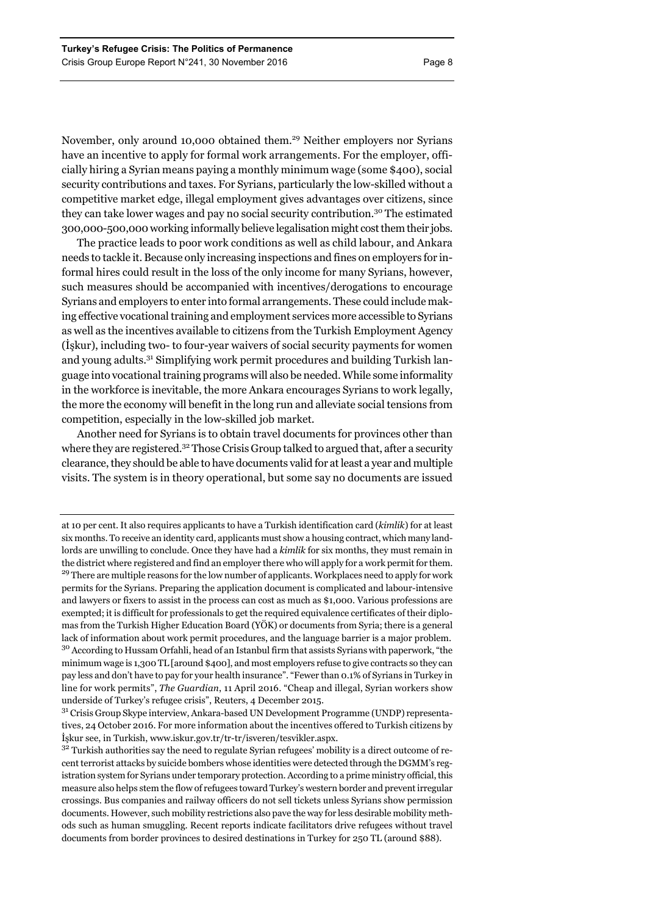November, only around 10,000 obtained them.[29] Neither employers nor Syrians have an incentive to apply for formal work arrangements. For the employer, officially hiring a Syrian means paying a monthly minimum wage (some $400), social security contributions and taxes. For Syrians, particularly the low-skilled without a competitive market edge, illegal employment gives advantages over citizens, since they can take lower wages and pay no social security contribution.[30] The estimated 300,000-500,000 working informally believe legalisation might cost them their jobs.

The practice leads to poor work conditions as well as child labour, and Ankara needs to tackle it. Because only increasing inspections and fines on employers for informal hires could result in the loss of the only income for many Syrians, however, such measures should be accompanied with incentives/derogations to encourage Syrians and employers to enter into formal arrangements. These could include making effective vocational training and employment services more accessible to Syrians as well as the incentives available to citizens from the Turkish Employment Agency (İşkur), including two- to four-year waivers of social security payments for women and young adults.[31] Simplifying work permit procedures and building Turkish language into vocational training programs will also be needed. While some informality in the workforce is inevitable, the more Ankara encourages Syrians to work legally, the more the economy will benefit in the long run and alleviate social tensions from competition, especially in the low-skilled job market.

Another need for Syrians is to obtain travel documents for provinces other than where they are registered.[32] Those Crisis Group talked to argued that, after a security clearance, they should be able to have documents valid for at least a year and multiple visits. The system is in theory operational, but some say no documents are issued

---

at 10 per cent. It also requires applicants to have a Turkish identification card (*kimlik*) for at least six months. To receive an identity card, applicants must show a housing contract, which many landlords are unwilling to conclude. Once they have had a *kimlik* for six months, they must remain in the district where registered and find an employer there who will apply for a work permit for them.

[29] There are multiple reasons for the low number of applicants. Workplaces need to apply for work permits for the Syrians. Preparing the application document is complicated and labour-intensive and lawyers or fixers to assist in the process can cost as much as $1,000. Various professions are exempted; it is difficult for professionals to get the required equivalence certificates of their diplomas from the Turkish Higher Education Board (YÖK) or documents from Syria; there is a general lack of information about work permit procedures, and the language barrier is a major problem.

[30] According to Hussam Orfahli, head of an Istanbul firm that assists Syrians with paperwork, "the minimum wage is 1,300 TL [around $400], and most employers refuse to give contracts so they can pay less and don't have to pay for your health insurance". "Fewer than 0.1% of Syrians in Turkey in line for work permits", *The Guardian*, 11 April 2016. "Cheap and illegal, Syrian workers show underside of Turkey's refugee crisis", Reuters, 4 December 2015.

[31] Crisis Group Skype interview, Ankara-based UN Development Programme (UNDP) representatives, 24 October 2016. For more information about the incentives offered to Turkish citizens by İşkur see, in Turkish, www.iskur.gov.tr/tr-tr/isveren/tesvikler.aspx.

[32] Turkish authorities say the need to regulate Syrian refugees' mobility is a direct outcome of recent terrorist attacks by suicide bombers whose identities were detected through the DGMM's registration system for Syrians under temporary protection. According to a prime ministry official, this measure also helps stem the flow of refugees toward Turkey's western border and prevent irregular crossings. Bus companies and railway officers do not sell tickets unless Syrians show permission documents. However, such mobility restrictions also pave the way for less desirable mobility methods such as human smuggling. Recent reports indicate facilitators drive refugees without travel documents from border provinces to desired destinations in Turkey for 250 TL (around $88).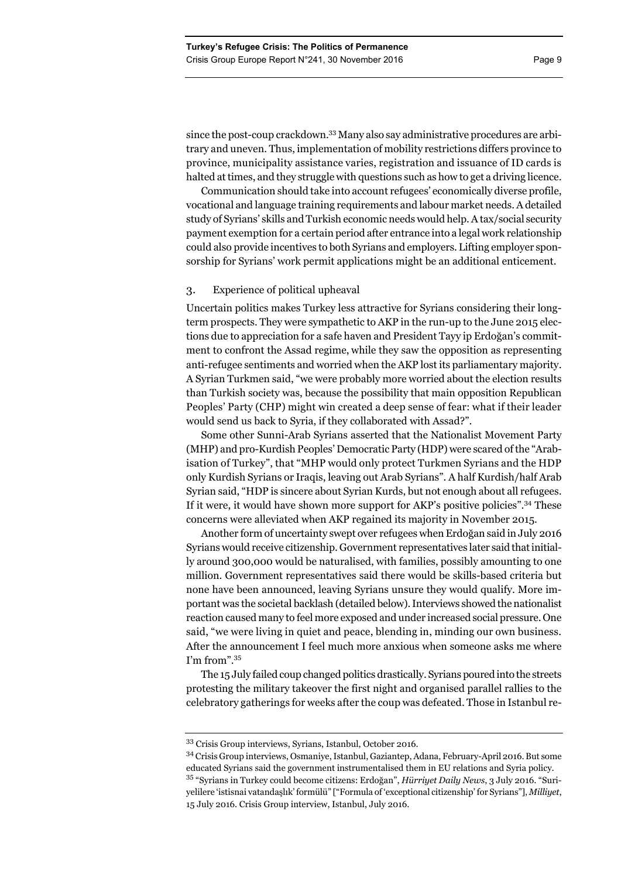since the post-coup crackdown.[33] Many also say administrative procedures are arbitrary and uneven. Thus, implementation of mobility restrictions differs province to province, municipality assistance varies, registration and issuance of ID cards is halted at times, and they struggle with questions such as how to get a driving licence.

Communication should take into account refugees' economically diverse profile, vocational and language training requirements and labour market needs. A detailed study of Syrians' skills and Turkish economic needs would help. A tax/social security payment exemption for a certain period after entrance into a legal work relationship could also provide incentives to both Syrians and employers. Lifting employer sponsorship for Syrians' work permit applications might be an additional enticement.

### 3. Experience of political upheaval

Uncertain politics makes Turkey less attractive for Syrians considering their long-term prospects. They were sympathetic to AKP in the run-up to the June 2015 elections due to appreciation for a safe haven and President Tayyip Erdoğan's commitment to confront the Assad regime, while they saw the opposition as representing anti-refugee sentiments and worried when the AKP lost its parliamentary majority. A Syrian Turkmen said, "we were probably more worried about the election results than Turkish society was, because the possibility that main opposition Republican Peoples' Party (CHP) might win created a deep sense of fear: what if their leader would send us back to Syria, if they collaborated with Assad?".

Some other Sunni-Arab Syrians asserted that the Nationalist Movement Party (MHP) and pro-Kurdish Peoples' Democratic Party (HDP) were scared of the "Arabisation of Turkey", that "MHP would only protect Turkmen Syrians and the HDP only Kurdish Syrians or Iraqis, leaving out Arab Syrians". A half Kurdish/half Arab Syrian said, "HDP is sincere about Syrian Kurds, but not enough about all refugees. If it were, it would have shown more support for AKP's positive policies".[34] These concerns were alleviated when AKP regained its majority in November 2015.

Another form of uncertainty swept over refugees when Erdoğan said in July 2016 Syrians would receive citizenship. Government representatives later said that initially around 300,000 would be naturalised, with families, possibly amounting to one million. Government representatives said there would be skills-based criteria but none have been announced, leaving Syrians unsure they would qualify. More important was the societal backlash (detailed below). Interviews showed the nationalist reaction caused many to feel more exposed and under increased social pressure. One said, "we were living in quiet and peace, blending in, minding our own business. After the announcement I feel much more anxious when someone asks me where I'm from".[35]

The 15 July failed coup changed politics drastically. Syrians poured into the streets protesting the military takeover the first night and organised parallel rallies to the celebratory gatherings for weeks after the coup was defeated. Those in Istanbul re-

---

[33] Crisis Group interviews, Syrians, Istanbul, October 2016.

[34] Crisis Group interviews, Osmaniye, Istanbul, Gaziantep, Adana, February-April 2016. But some educated Syrians said the government instrumentalised them in EU relations and Syria policy.

[35] "Syrians in Turkey could become citizens: Erdoğan", *Hürriyet Daily News*, 3 July 2016. "Suriyelilere 'istisnai vatandaşlık' formülü" ["Formula of 'exceptional citizenship' for Syrians"], *Milliyet*, 15 July 2016. Crisis Group interview, Istanbul, July 2016.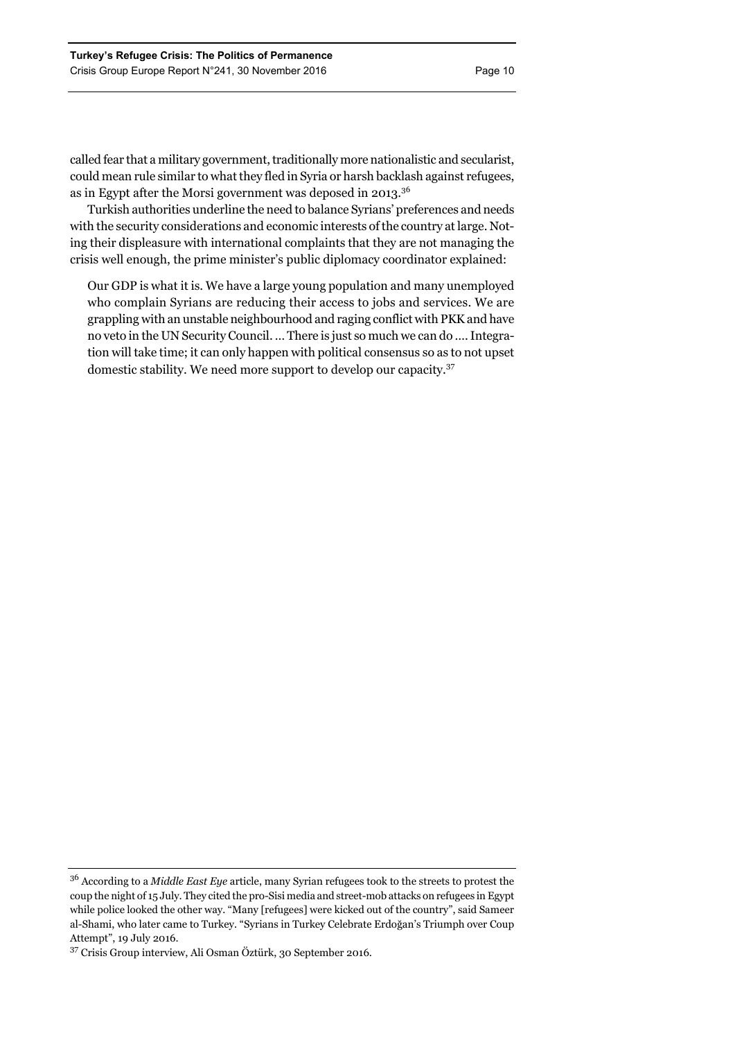called fear that a military government, traditionally more nationalistic and secularist, could mean rule similar to what they fled in Syria or harsh backlash against refugees, as in Egypt after the Morsi government was deposed in 2013.[36]

Turkish authorities underline the need to balance Syrians' preferences and needs with the security considerations and economic interests of the country at large. Noting their displeasure with international complaints that they are not managing the crisis well enough, the prime minister's public diplomacy coordinator explained:

> Our GDP is what it is. We have a large young population and many unemployed who complain Syrians are reducing their access to jobs and services. We are grappling with an unstable neighbourhood and raging conflict with PKK and have no veto in the UN Security Council. ... There is just so much we can do .... Integration will take time; it can only happen with political consensus so as to not upset domestic stability. We need more support to develop our capacity.[37]

---

[36] According to a *Middle East Eye* article, many Syrian refugees took to the streets to protest the coup the night of 15 July. They cited the pro-Sisi media and street-mob attacks on refugees in Egypt while police looked the other way. "Many [refugees] were kicked out of the country", said Sameer al-Shami, who later came to Turkey. "Syrians in Turkey Celebrate Erdoğan's Triumph over Coup Attempt", 19 July 2016.

[37] Crisis Group interview, Ali Osman Öztürk, 30 September 2016.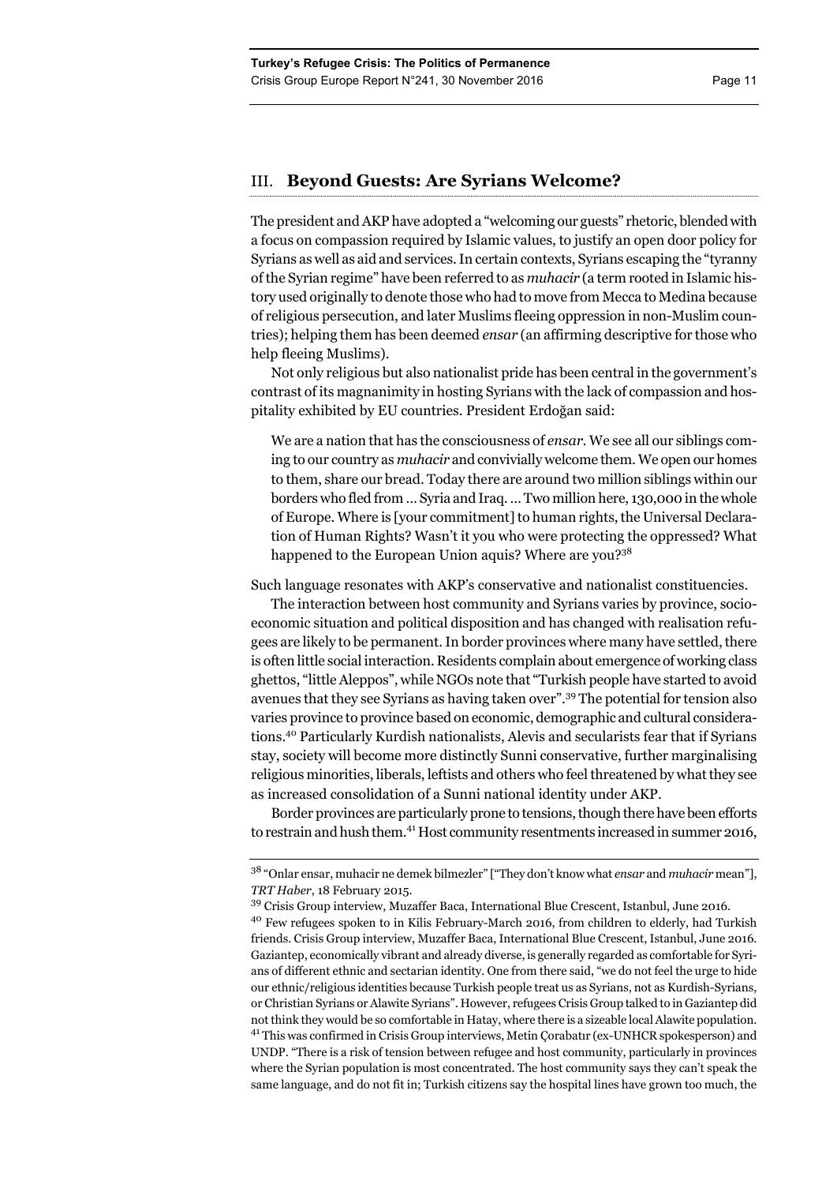## III. Beyond Guests: Are Syrians Welcome?

The president and AKP have adopted a "welcoming our guests" rhetoric, blended with a focus on compassion required by Islamic values, to justify an open door policy for Syrians as well as aid and services. In certain contexts, Syrians escaping the "tyranny of the Syrian regime" have been referred to as *muhacir* (a term rooted in Islamic history used originally to denote those who had to move from Mecca to Medina because of religious persecution, and later Muslims fleeing oppression in non-Muslim countries); helping them has been deemed *ensar* (an affirming descriptive for those who help fleeing Muslims).

Not only religious but also nationalist pride has been central in the government's contrast of its magnanimity in hosting Syrians with the lack of compassion and hospitality exhibited by EU countries. President Erdoğan said:

> We are a nation that has the consciousness of *ensar*. We see all our siblings coming to our country as *muhacir* and convivially welcome them. We open our homes to them, share our bread. Today there are around two million siblings within our borders who fled from … Syria and Iraq. … Two million here, 130,000 in the whole of Europe. Where is [your commitment] to human rights, the Universal Declaration of Human Rights? Wasn't it you who were protecting the oppressed? What happened to the European Union aquis? Where are you?[38]

Such language resonates with AKP's conservative and nationalist constituencies.

The interaction between host community and Syrians varies by province, socioeconomic situation and political disposition and has changed with realisation refugees are likely to be permanent. In border provinces where many have settled, there is often little social interaction. Residents complain about emergence of working class ghettos, "little Aleppos", while NGOs note that "Turkish people have started to avoid avenues that they see Syrians as having taken over".[39] The potential for tension also varies province to province based on economic, demographic and cultural considerations.[40] Particularly Kurdish nationalists, Alevis and secularists fear that if Syrians stay, society will become more distinctly Sunni conservative, further marginalising religious minorities, liberals, leftists and others who feel threatened by what they see as increased consolidation of a Sunni national identity under AKP.

Border provinces are particularly prone to tensions, though there have been efforts to restrain and hush them.[41] Host community resentments increased in summer 2016,

---

[38] "Onlar ensar, muhacir ne demek bilmezler" ["They don't know what *ensar* and *muhacir* mean"], *TRT Haber*, 18 February 2015.

[39] Crisis Group interview, Muzaffer Baca, International Blue Crescent, Istanbul, June 2016.

[40] Few refugees spoken to in Kilis February-March 2016, from children to elderly, had Turkish friends. Crisis Group interview, Muzaffer Baca, International Blue Crescent, Istanbul, June 2016. Gaziantep, economically vibrant and already diverse, is generally regarded as comfortable for Syrians of different ethnic and sectarian identity. One from there said, "we do not feel the urge to hide our ethnic/religious identities because Turkish people treat us as Syrians, not as Kurdish-Syrians, or Christian Syrians or Alawite Syrians". However, refugees Crisis Group talked to in Gaziantep did not think they would be so comfortable in Hatay, where there is a sizeable local Alawite population.

[41] This was confirmed in Crisis Group interviews, Metin Çorabatır (ex-UNHCR spokesperson) and UNDP. "There is a risk of tension between refugee and host community, particularly in provinces where the Syrian population is most concentrated. The host community says they can't speak the same language, and do not fit in; Turkish citizens say the hospital lines have grown too much, the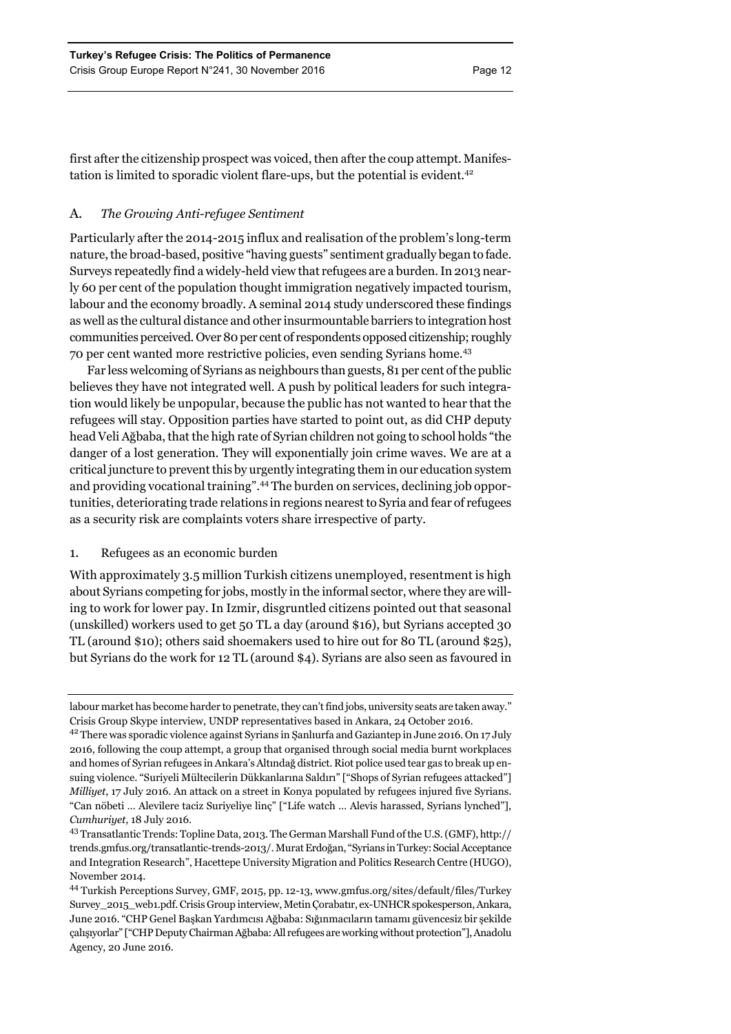first after the citizenship prospect was voiced, then after the coup attempt. Manifestation is limited to sporadic violent flare-ups, but the potential is evident.[42]

## A. *The Growing Anti-refugee Sentiment*

Particularly after the 2014-2015 influx and realisation of the problem's long-term nature, the broad-based, positive "having guests" sentiment gradually began to fade. Surveys repeatedly find a widely-held view that refugees are a burden. In 2013 nearly 60 per cent of the population thought immigration negatively impacted tourism, labour and the economy broadly. A seminal 2014 study underscored these findings as well as the cultural distance and other insurmountable barriers to integration host communities perceived. Over 80 per cent of respondents opposed citizenship; roughly 70 per cent wanted more restrictive policies, even sending Syrians home.[43]

Far less welcoming of Syrians as neighbours than guests, 81 per cent of the public believes they have not integrated well. A push by political leaders for such integration would likely be unpopular, because the public has not wanted to hear that the refugees will stay. Opposition parties have started to point out, as did CHP deputy head Veli Ağbaba, that the high rate of Syrian children not going to school holds "the danger of a lost generation. They will exponentially join crime waves. We are at a critical juncture to prevent this by urgently integrating them in our education system and providing vocational training".[44] The burden on services, declining job opportunities, deteriorating trade relations in regions nearest to Syria and fear of refugees as a security risk are complaints voters share irrespective of party.

### 1. Refugees as an economic burden

With approximately 3.5 million Turkish citizens unemployed, resentment is high about Syrians competing for jobs, mostly in the informal sector, where they are willing to work for lower pay. In Izmir, disgruntled citizens pointed out that seasonal (unskilled) workers used to get 50 TL a day (around $16), but Syrians accepted 30 TL (around $10); others said shoemakers used to hire out for 80 TL (around $25), but Syrians do the work for 12 TL (around $4). Syrians are also seen as favoured in

---

labour market has become harder to penetrate, they can't find jobs, university seats are taken away." Crisis Group Skype interview, UNDP representatives based in Ankara, 24 October 2016.

[42] There was sporadic violence against Syrians in Şanlıurfa and Gaziantep in June 2016. On 17 July 2016, following the coup attempt, a group that organised through social media burnt workplaces and homes of Syrian refugees in Ankara's Altındağ district. Riot police used tear gas to break up ensuing violence. "Suriyeli Mültecilerin Dükkanlarına Saldırı" ["Shops of Syrian refugees attacked"] *Milliyet*, 17 July 2016. An attack on a street in Konya populated by refugees injured five Syrians. "Can nöbeti … Alevilere taciz Suriyeliye linç" ["Life watch … Alevis harassed, Syrians lynched"], *Cumhuriyet*, 18 July 2016.

[43] Transatlantic Trends: Topline Data, 2013. The German Marshall Fund of the U.S. (GMF), http://trends.gmfus.org/transatlantic-trends-2013/. Murat Erdoğan, "Syrians in Turkey: Social Acceptance and Integration Research", Hacettepe University Migration and Politics Research Centre (HUGO), November 2014.

[44] Turkish Perceptions Survey, GMF, 2015, pp. 12-13, www.gmfus.org/sites/default/files/Turkey Survey_2015_web1.pdf. Crisis Group interview, Metin Çorabatır, ex-UNHCR spokesperson, Ankara, June 2016. "CHP Genel Başkan Yardımcısı Ağbaba: Sığınmacıların tamamı güvencesiz bir şekilde çalışıyorlar" ["CHP Deputy Chairman Ağbaba: All refugees are working without protection"], Anadolu Agency, 20 June 2016.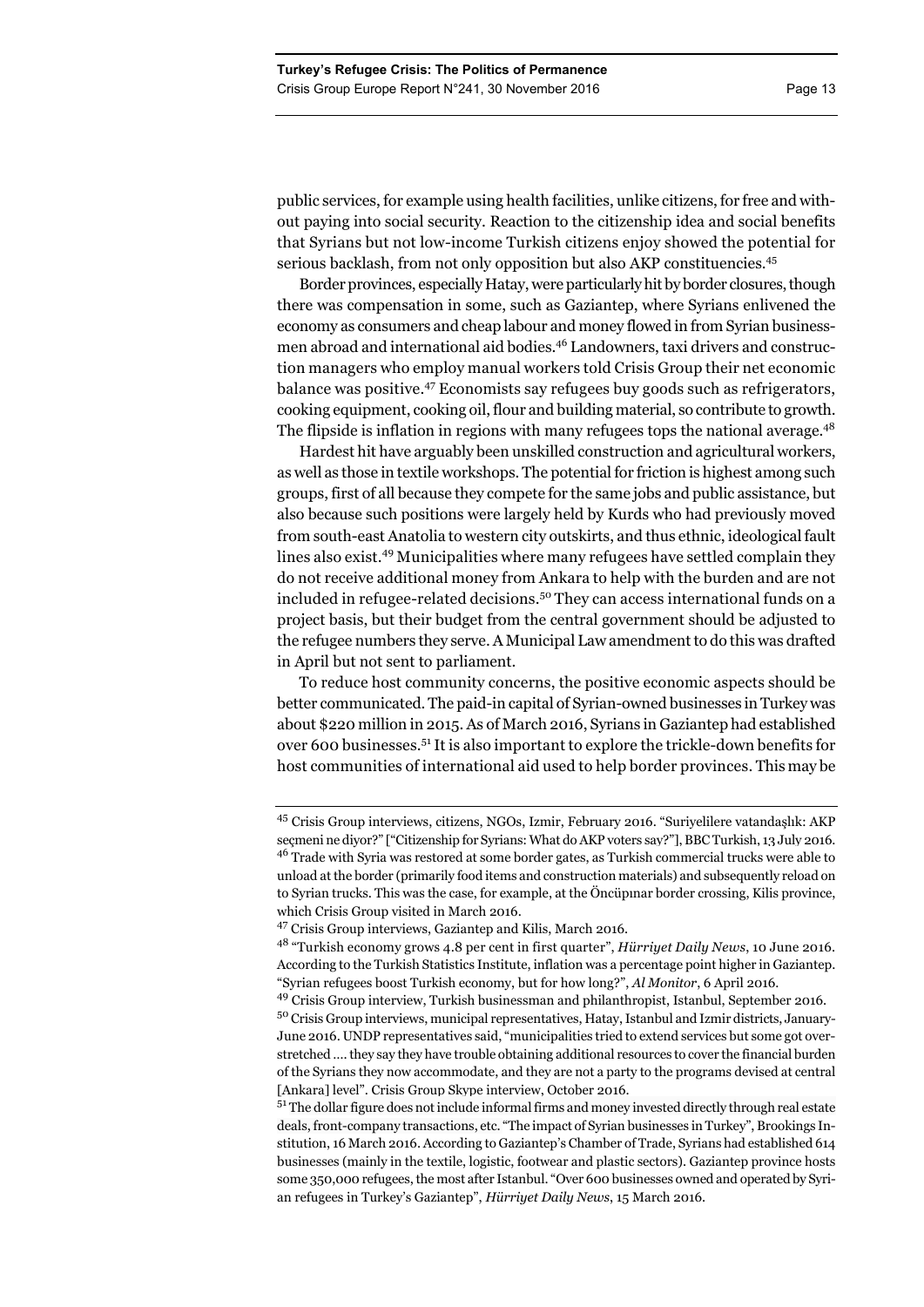public services, for example using health facilities, unlike citizens, for free and without paying into social security. Reaction to the citizenship idea and social benefits that Syrians but not low-income Turkish citizens enjoy showed the potential for serious backlash, from not only opposition but also AKP constituencies.[45]

Border provinces, especially Hatay, were particularly hit by border closures, though there was compensation in some, such as Gaziantep, where Syrians enlivened the economy as consumers and cheap labour and money flowed in from Syrian businessmen abroad and international aid bodies.[46] Landowners, taxi drivers and construction managers who employ manual workers told Crisis Group their net economic balance was positive.[47] Economists say refugees buy goods such as refrigerators, cooking equipment, cooking oil, flour and building material, so contribute to growth. The flipside is inflation in regions with many refugees tops the national average.[48]

Hardest hit have arguably been unskilled construction and agricultural workers, as well as those in textile workshops. The potential for friction is highest among such groups, first of all because they compete for the same jobs and public assistance, but also because such positions were largely held by Kurds who had previously moved from south-east Anatolia to western city outskirts, and thus ethnic, ideological fault lines also exist.[49] Municipalities where many refugees have settled complain they do not receive additional money from Ankara to help with the burden and are not included in refugee-related decisions.[50] They can access international funds on a project basis, but their budget from the central government should be adjusted to the refugee numbers they serve. A Municipal Law amendment to do this was drafted in April but not sent to parliament.

To reduce host community concerns, the positive economic aspects should be better communicated. The paid-in capital of Syrian-owned businesses in Turkey was about $220 million in 2015. As of March 2016, Syrians in Gaziantep had established over 600 businesses.[51] It is also important to explore the trickle-down benefits for host communities of international aid used to help border provinces. This may be

---

[45] Crisis Group interviews, citizens, NGOs, Izmir, February 2016. "Suriyelilere vatandaşlık: AKP seçmeni ne diyor?" ["Citizenship for Syrians: What do AKP voters say?"], BBC Turkish, 13 July 2016.

[46] Trade with Syria was restored at some border gates, as Turkish commercial trucks were able to unload at the border (primarily food items and construction materials) and subsequently reload on to Syrian trucks. This was the case, for example, at the Öncüpınar border crossing, Kilis province, which Crisis Group visited in March 2016.

[47] Crisis Group interviews, Gaziantep and Kilis, March 2016.

[48] "Turkish economy grows 4.8 per cent in first quarter", *Hürriyet Daily News*, 10 June 2016. According to the Turkish Statistics Institute, inflation was a percentage point higher in Gaziantep. "Syrian refugees boost Turkish economy, but for how long?", *Al Monitor*, 6 April 2016.

[49] Crisis Group interview, Turkish businessman and philanthropist, Istanbul, September 2016.

[50] Crisis Group interviews, municipal representatives, Hatay, Istanbul and Izmir districts, January-June 2016. UNDP representatives said, "municipalities tried to extend services but some got overstretched …. they say they have trouble obtaining additional resources to cover the financial burden of the Syrians they now accommodate, and they are not a party to the programs devised at central [Ankara] level". Crisis Group Skype interview, October 2016.

[51] The dollar figure does not include informal firms and money invested directly through real estate deals, front-company transactions, etc. "The impact of Syrian businesses in Turkey", Brookings Institution, 16 March 2016. According to Gaziantep's Chamber of Trade, Syrians had established 614 businesses (mainly in the textile, logistic, footwear and plastic sectors). Gaziantep province hosts some 350,000 refugees, the most after Istanbul. "Over 600 businesses owned and operated by Syrian refugees in Turkey's Gaziantep", *Hürriyet Daily News*, 15 March 2016.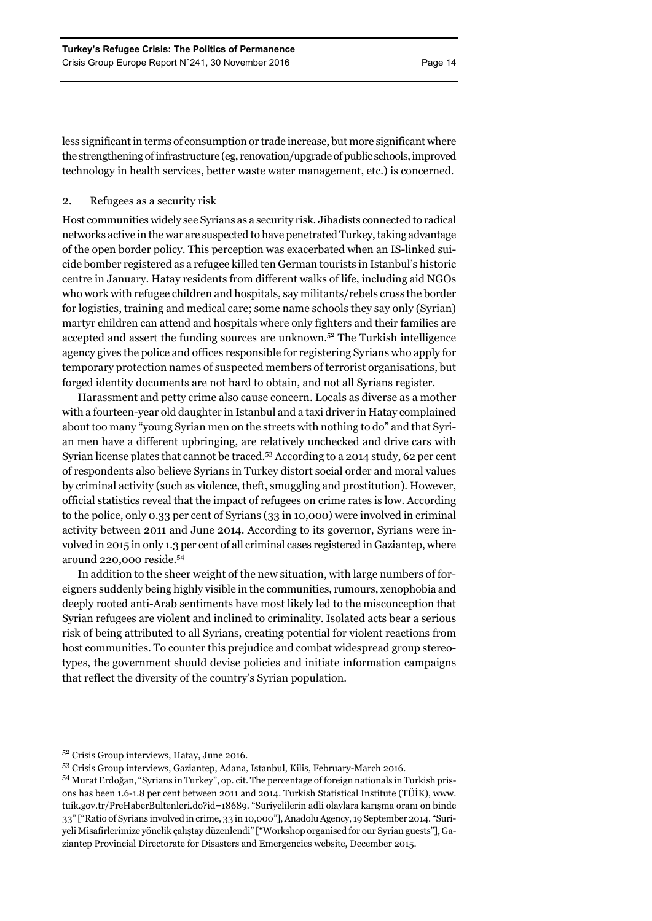less significant in terms of consumption or trade increase, but more significant where the strengthening of infrastructure (eg, renovation/upgrade of public schools, improved technology in health services, better waste water management, etc.) is concerned.

### 2. Refugees as a security risk

Host communities widely see Syrians as a security risk. Jihadists connected to radical networks active in the war are suspected to have penetrated Turkey, taking advantage of the open border policy. This perception was exacerbated when an IS-linked suicide bomber registered as a refugee killed ten German tourists in Istanbul's historic centre in January. Hatay residents from different walks of life, including aid NGOs who work with refugee children and hospitals, say militants/rebels cross the border for logistics, training and medical care; some name schools they say only (Syrian) martyr children can attend and hospitals where only fighters and their families are accepted and assert the funding sources are unknown.[52] The Turkish intelligence agency gives the police and offices responsible for registering Syrians who apply for temporary protection names of suspected members of terrorist organisations, but forged identity documents are not hard to obtain, and not all Syrians register.

Harassment and petty crime also cause concern. Locals as diverse as a mother with a fourteen-year old daughter in Istanbul and a taxi driver in Hatay complained about too many "young Syrian men on the streets with nothing to do" and that Syrian men have a different upbringing, are relatively unchecked and drive cars with Syrian license plates that cannot be traced.[53] According to a 2014 study, 62 per cent of respondents also believe Syrians in Turkey distort social order and moral values by criminal activity (such as violence, theft, smuggling and prostitution). However, official statistics reveal that the impact of refugees on crime rates is low. According to the police, only 0.33 per cent of Syrians (33 in 10,000) were involved in criminal activity between 2011 and June 2014. According to its governor, Syrians were involved in 2015 in only 1.3 per cent of all criminal cases registered in Gaziantep, where around 220,000 reside.[54]

In addition to the sheer weight of the new situation, with large numbers of foreigners suddenly being highly visible in the communities, rumours, xenophobia and deeply rooted anti-Arab sentiments have most likely led to the misconception that Syrian refugees are violent and inclined to criminality. Isolated acts bear a serious risk of being attributed to all Syrians, creating potential for violent reactions from host communities. To counter this prejudice and combat widespread group stereotypes, the government should devise policies and initiate information campaigns that reflect the diversity of the country's Syrian population.

---

[52] Crisis Group interviews, Hatay, June 2016.

[53] Crisis Group interviews, Gaziantep, Adana, Istanbul, Kilis, February-March 2016.

[54] Murat Erdoğan, "Syrians in Turkey", op. cit. The percentage of foreign nationals in Turkish prisons has been 1.6-1.8 per cent between 2011 and 2014. Turkish Statistical Institute (TÜİK), www.tuik.gov.tr/PreHaberBultenleri.do?id=18689. "Suriyelilerin adli olaylara karışma oranı on binde 33" ["Ratio of Syrians involved in crime, 33 in 10,000"], Anadolu Agency, 19 September 2014. "Suriyeli Misafirlerimize yönelik çalıştay düzenlendi" ["Workshop organised for our Syrian guests"], Gaziantep Provincial Directorate for Disasters and Emergencies website, December 2015.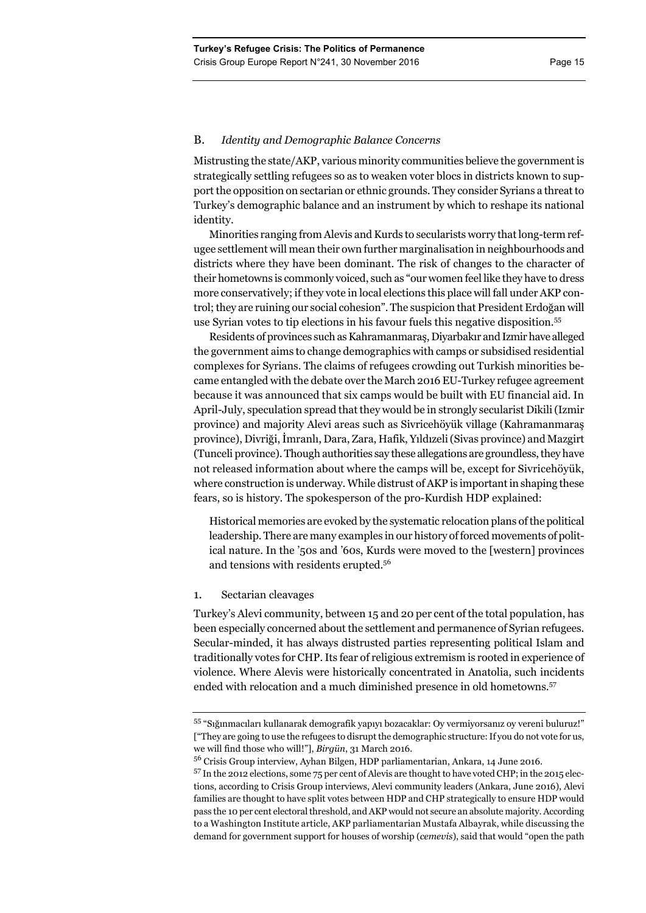### B. *Identity and Demographic Balance Concerns*

Mistrusting the state/AKP, various minority communities believe the government is strategically settling refugees so as to weaken voter blocs in districts known to support the opposition on sectarian or ethnic grounds. They consider Syrians a threat to Turkey's demographic balance and an instrument by which to reshape its national identity.

Minorities ranging from Alevis and Kurds to secularists worry that long-term refugee settlement will mean their own further marginalisation in neighbourhoods and districts where they have been dominant. The risk of changes to the character of their hometowns is commonly voiced, such as "our women feel like they have to dress more conservatively; if they vote in local elections this place will fall under AKP control; they are ruining our social cohesion". The suspicion that President Erdoğan will use Syrian votes to tip elections in his favour fuels this negative disposition.[55]

Residents of provinces such as Kahramanmaraş, Diyarbakır and Izmir have alleged the government aims to change demographics with camps or subsidised residential complexes for Syrians. The claims of refugees crowding out Turkish minorities became entangled with the debate over the March 2016 EU-Turkey refugee agreement because it was announced that six camps would be built with EU financial aid. In April-July, speculation spread that they would be in strongly secularist Dikili (Izmir province) and majority Alevi areas such as Sivricehöyük village (Kahramanmaraş province), Divriği, İmranlı, Dara, Zara, Hafik, Yıldızeli (Sivas province) and Mazgirt (Tunceli province). Though authorities say these allegations are groundless, they have not released information about where the camps will be, except for Sivricehöyük, where construction is underway. While distrust of AKP is important in shaping these fears, so is history. The spokesperson of the pro-Kurdish HDP explained:

> Historical memories are evoked by the systematic relocation plans of the political leadership. There are many examples in our history of forced movements of political nature. In the '50s and '60s, Kurds were moved to the [western] provinces and tensions with residents erupted.[56]

#### 1. Sectarian cleavages

Turkey's Alevi community, between 15 and 20 per cent of the total population, has been especially concerned about the settlement and permanence of Syrian refugees. Secular-minded, it has always distrusted parties representing political Islam and traditionally votes for CHP. Its fear of religious extremism is rooted in experience of violence. Where Alevis were historically concentrated in Anatolia, such incidents ended with relocation and a much diminished presence in old hometowns.[57]

---

[55] "Sığınmacıları kullanarak demografik yapıyı bozacaklar: Oy vermiyorsanız oy vereni buluruz!" ["They are going to use the refugees to disrupt the demographic structure: If you do not vote for us, we will find those who will!"], *Birgün*, 31 March 2016.

[56] Crisis Group interview, Ayhan Bilgen, HDP parliamentarian, Ankara, 14 June 2016.

[57] In the 2012 elections, some 75 per cent of Alevis are thought to have voted CHP; in the 2015 elections, according to Crisis Group interviews, Alevi community leaders (Ankara, June 2016), Alevi families are thought to have split votes between HDP and CHP strategically to ensure HDP would pass the 10 per cent electoral threshold, and AKP would not secure an absolute majority. According to a Washington Institute article, AKP parliamentarian Mustafa Albayrak, while discussing the demand for government support for houses of worship (*cemevis*), said that would "open the path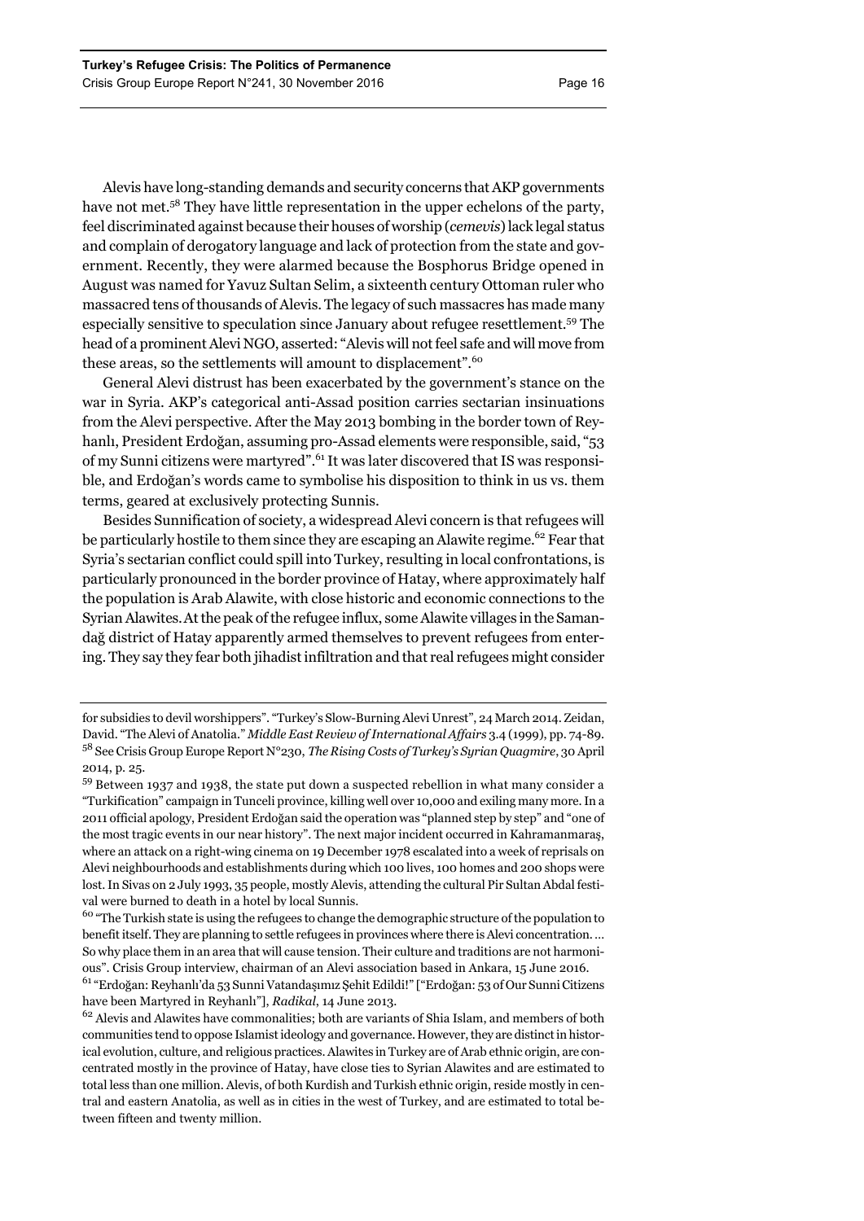Alevis have long-standing demands and security concerns that AKP governments have not met.[58] They have little representation in the upper echelons of the party, feel discriminated against because their houses of worship (*cemevis*) lack legal status and complain of derogatory language and lack of protection from the state and government. Recently, they were alarmed because the Bosphorus Bridge opened in August was named for Yavuz Sultan Selim, a sixteenth century Ottoman ruler who massacred tens of thousands of Alevis. The legacy of such massacres has made many especially sensitive to speculation since January about refugee resettlement.[59] The head of a prominent Alevi NGO, asserted: "Alevis will not feel safe and will move from these areas, so the settlements will amount to displacement".[60]

General Alevi distrust has been exacerbated by the government's stance on the war in Syria. AKP's categorical anti-Assad position carries sectarian insinuations from the Alevi perspective. After the May 2013 bombing in the border town of Reyhanlı, President Erdoğan, assuming pro-Assad elements were responsible, said, "53 of my Sunni citizens were martyred".[61] It was later discovered that IS was responsible, and Erdoğan's words came to symbolise his disposition to think in us vs. them terms, geared at exclusively protecting Sunnis.

Besides Sunnification of society, a widespread Alevi concern is that refugees will be particularly hostile to them since they are escaping an Alawite regime.[62] Fear that Syria's sectarian conflict could spill into Turkey, resulting in local confrontations, is particularly pronounced in the border province of Hatay, where approximately half the population is Arab Alawite, with close historic and economic connections to the Syrian Alawites. At the peak of the refugee influx, some Alawite villages in the Samandağ district of Hatay apparently armed themselves to prevent refugees from entering. They say they fear both jihadist infiltration and that real refugees might consider

---

for subsidies to devil worshippers". "Turkey's Slow-Burning Alevi Unrest", 24 March 2014. Zeidan, David. "The Alevi of Anatolia." *Middle East Review of International Affairs* 3.4 (1999), pp. 74-89.

[58] See Crisis Group Europe Report N°230, *The Rising Costs of Turkey's Syrian Quagmire*, 30 April 2014, p. 25.

[59] Between 1937 and 1938, the state put down a suspected rebellion in what many consider a "Turkification" campaign in Tunceli province, killing well over 10,000 and exiling many more. In a 2011 official apology, President Erdoğan said the operation was "planned step by step" and "one of the most tragic events in our near history". The next major incident occurred in Kahramanmaraş, where an attack on a right-wing cinema on 19 December 1978 escalated into a week of reprisals on Alevi neighbourhoods and establishments during which 100 lives, 100 homes and 200 shops were lost. In Sivas on 2 July 1993, 35 people, mostly Alevis, attending the cultural Pir Sultan Abdal festival were burned to death in a hotel by local Sunnis.

[60] "The Turkish state is using the refugees to change the demographic structure of the population to benefit itself. They are planning to settle refugees in provinces where there is Alevi concentration. … So why place them in an area that will cause tension. Their culture and traditions are not harmonious". Crisis Group interview, chairman of an Alevi association based in Ankara, 15 June 2016.

[61] "Erdoğan: Reyhanlı'da 53 Sunni Vatandaşımız Şehit Edildi!" ["Erdoğan: 53 of Our Sunni Citizens have been Martyred in Reyhanlı"], *Radikal*, 14 June 2013.

[62] Alevis and Alawites have commonalities; both are variants of Shia Islam, and members of both communities tend to oppose Islamist ideology and governance. However, they are distinct in historical evolution, culture, and religious practices. Alawites in Turkey are of Arab ethnic origin, are concentrated mostly in the province of Hatay, have close ties to Syrian Alawites and are estimated to total less than one million. Alevis, of both Kurdish and Turkish ethnic origin, reside mostly in central and eastern Anatolia, as well as in cities in the west of Turkey, and are estimated to total between fifteen and twenty million.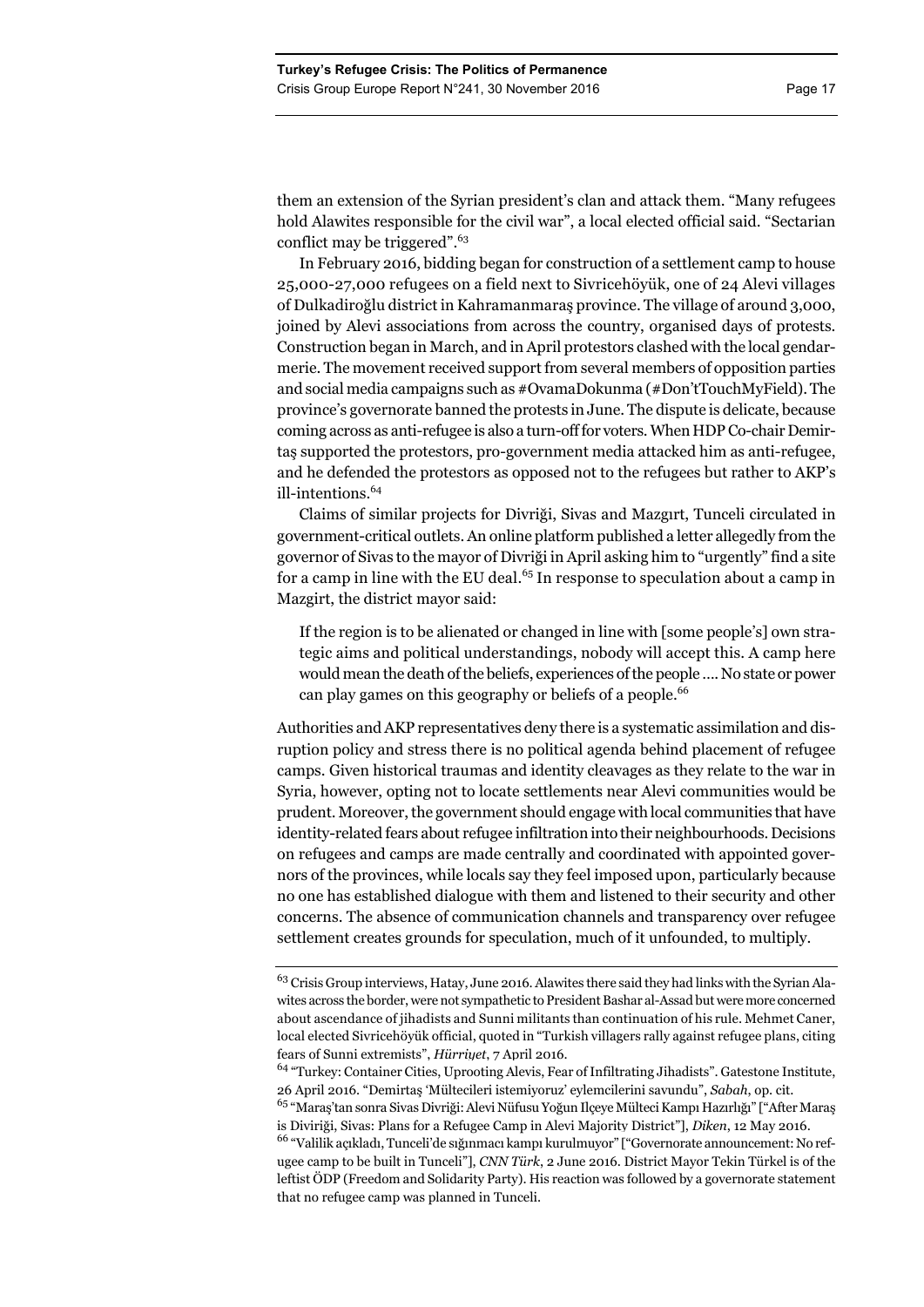them an extension of the Syrian president's clan and attack them. "Many refugees hold Alawites responsible for the civil war", a local elected official said. "Sectarian conflict may be triggered".[63]

In February 2016, bidding began for construction of a settlement camp to house 25,000-27,000 refugees on a field next to Sivricehöyük, one of 24 Alevi villages of Dulkadiroğlu district in Kahramanmaraş province. The village of around 3,000, joined by Alevi associations from across the country, organised days of protests. Construction began in March, and in April protestors clashed with the local gendarmerie. The movement received support from several members of opposition parties and social media campaigns such as #OvamaDokunma (#Don'tTouchMyField). The province's governorate banned the protests in June. The dispute is delicate, because coming across as anti-refugee is also a turn-off for voters. When HDP Co-chair Demirtaş supported the protestors, pro-government media attacked him as anti-refugee, and he defended the protestors as opposed not to the refugees but rather to AKP's ill-intentions.[64]

Claims of similar projects for Divriği, Sivas and Mazgırt, Tunceli circulated in government-critical outlets. An online platform published a letter allegedly from the governor of Sivas to the mayor of Divriği in April asking him to "urgently" find a site for a camp in line with the EU deal.[65] In response to speculation about a camp in Mazgirt, the district mayor said:

> If the region is to be alienated or changed in line with [some people's] own strategic aims and political understandings, nobody will accept this. A camp here would mean the death of the beliefs, experiences of the people .... No state or power can play games on this geography or beliefs of a people.[66]

Authorities and AKP representatives deny there is a systematic assimilation and disruption policy and stress there is no political agenda behind placement of refugee camps. Given historical traumas and identity cleavages as they relate to the war in Syria, however, opting not to locate settlements near Alevi communities would be prudent. Moreover, the government should engage with local communities that have identity-related fears about refugee infiltration into their neighbourhoods. Decisions on refugees and camps are made centrally and coordinated with appointed governors of the provinces, while locals say they feel imposed upon, particularly because no one has established dialogue with them and listened to their security and other concerns. The absence of communication channels and transparency over refugee settlement creates grounds for speculation, much of it unfounded, to multiply.

---

[63] Crisis Group interviews, Hatay, June 2016. Alawites there said they had links with the Syrian Alawites across the border, were not sympathetic to President Bashar al-Assad but were more concerned about ascendance of jihadists and Sunni militants than continuation of his rule. Mehmet Caner, local elected Sivricehöyük official, quoted in "Turkish villagers rally against refugee plans, citing fears of Sunni extremists", *Hürriyet*, 7 April 2016.

[64] "Turkey: Container Cities, Uprooting Alevis, Fear of Infiltrating Jihadists". Gatestone Institute, 26 April 2016. "Demirtaş 'Mültecileri istemiyoruz' eylemcilerini savundu", *Sabah*, op. cit.

[65] "Maraş'tan sonra Sivas Divriği: Alevi Nüfusu Yoğun Ilçeye Mülteci Kampı Hazırlığı" ["After Maraş is Diviriği, Sivas: Plans for a Refugee Camp in Alevi Majority District"], *Diken*, 12 May 2016.

[66] "Valilik açıkladı, Tunceli'de sığınmacı kampı kurulmuyor" ["Governorate announcement: No refugee camp to be built in Tunceli"], *CNN Türk*, 2 June 2016. District Mayor Tekin Türkel is of the leftist ÖDP (Freedom and Solidarity Party). His reaction was followed by a governorate statement that no refugee camp was planned in Tunceli.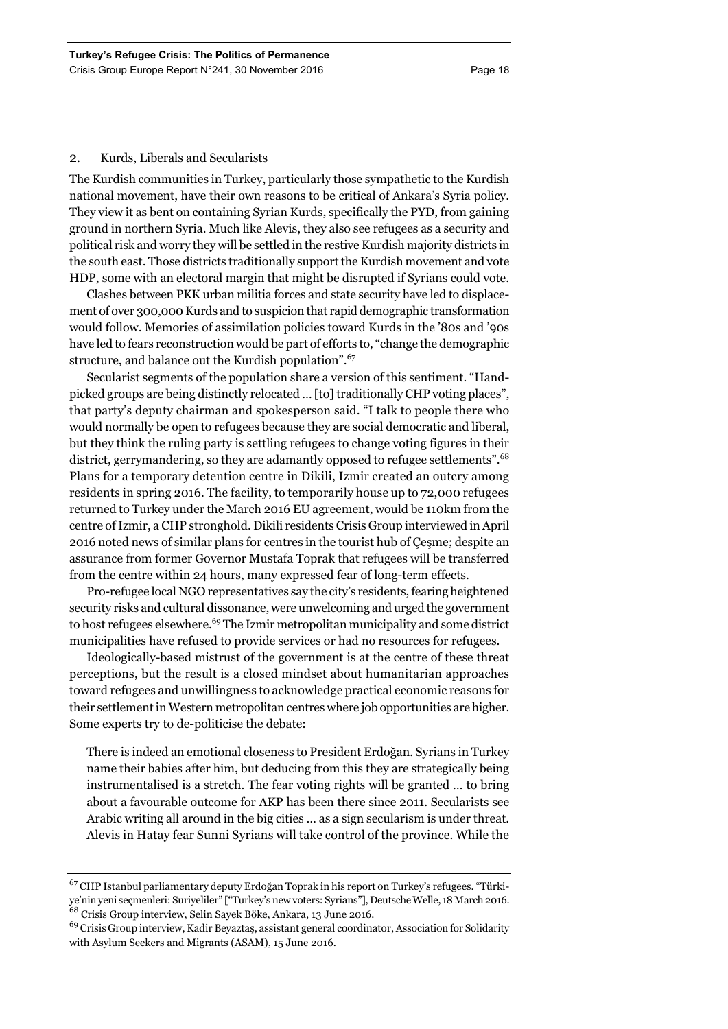### 2. Kurds, Liberals and Secularists

The Kurdish communities in Turkey, particularly those sympathetic to the Kurdish national movement, have their own reasons to be critical of Ankara's Syria policy. They view it as bent on containing Syrian Kurds, specifically the PYD, from gaining ground in northern Syria. Much like Alevis, they also see refugees as a security and political risk and worry they will be settled in the restive Kurdish majority districts in the south east. Those districts traditionally support the Kurdish movement and vote HDP, some with an electoral margin that might be disrupted if Syrians could vote.

Clashes between PKK urban militia forces and state security have led to displacement of over 300,000 Kurds and to suspicion that rapid demographic transformation would follow. Memories of assimilation policies toward Kurds in the '80s and '90s have led to fears reconstruction would be part of efforts to, "change the demographic structure, and balance out the Kurdish population".[67]

Secularist segments of the population share a version of this sentiment. "Handpicked groups are being distinctly relocated … [to] traditionally CHP voting places", that party's deputy chairman and spokesperson said. "I talk to people there who would normally be open to refugees because they are social democratic and liberal, but they think the ruling party is settling refugees to change voting figures in their district, gerrymandering, so they are adamantly opposed to refugee settlements".[68] Plans for a temporary detention centre in Dikili, Izmir created an outcry among residents in spring 2016. The facility, to temporarily house up to 72,000 refugees returned to Turkey under the March 2016 EU agreement, would be 110km from the centre of Izmir, a CHP stronghold. Dikili residents Crisis Group interviewed in April 2016 noted news of similar plans for centres in the tourist hub of Çeşme; despite an assurance from former Governor Mustafa Toprak that refugees will be transferred from the centre within 24 hours, many expressed fear of long-term effects.

Pro-refugee local NGO representatives say the city's residents, fearing heightened security risks and cultural dissonance, were unwelcoming and urged the government to host refugees elsewhere.[69] The Izmir metropolitan municipality and some district municipalities have refused to provide services or had no resources for refugees.

Ideologically-based mistrust of the government is at the centre of these threat perceptions, but the result is a closed mindset about humanitarian approaches toward refugees and unwillingness to acknowledge practical economic reasons for their settlement in Western metropolitan centres where job opportunities are higher. Some experts try to de-politicise the debate:

> There is indeed an emotional closeness to President Erdoğan. Syrians in Turkey name their babies after him, but deducing from this they are strategically being instrumentalised is a stretch. The fear voting rights will be granted … to bring about a favourable outcome for AKP has been there since 2011. Secularists see Arabic writing all around in the big cities … as a sign secularism is under threat. Alevis in Hatay fear Sunni Syrians will take control of the province. While the

---

[67] CHP Istanbul parliamentary deputy Erdoğan Toprak in his report on Turkey's refugees. "Türkiye'nin yeni seçmenleri: Suriyeliler" ["Turkey's new voters: Syrians"], Deutsche Welle, 18 March 2016.

[68] Crisis Group interview, Selin Sayek Böke, Ankara, 13 June 2016.

[69] Crisis Group interview, Kadir Beyaztaş, assistant general coordinator, Association for Solidarity with Asylum Seekers and Migrants (ASAM), 15 June 2016.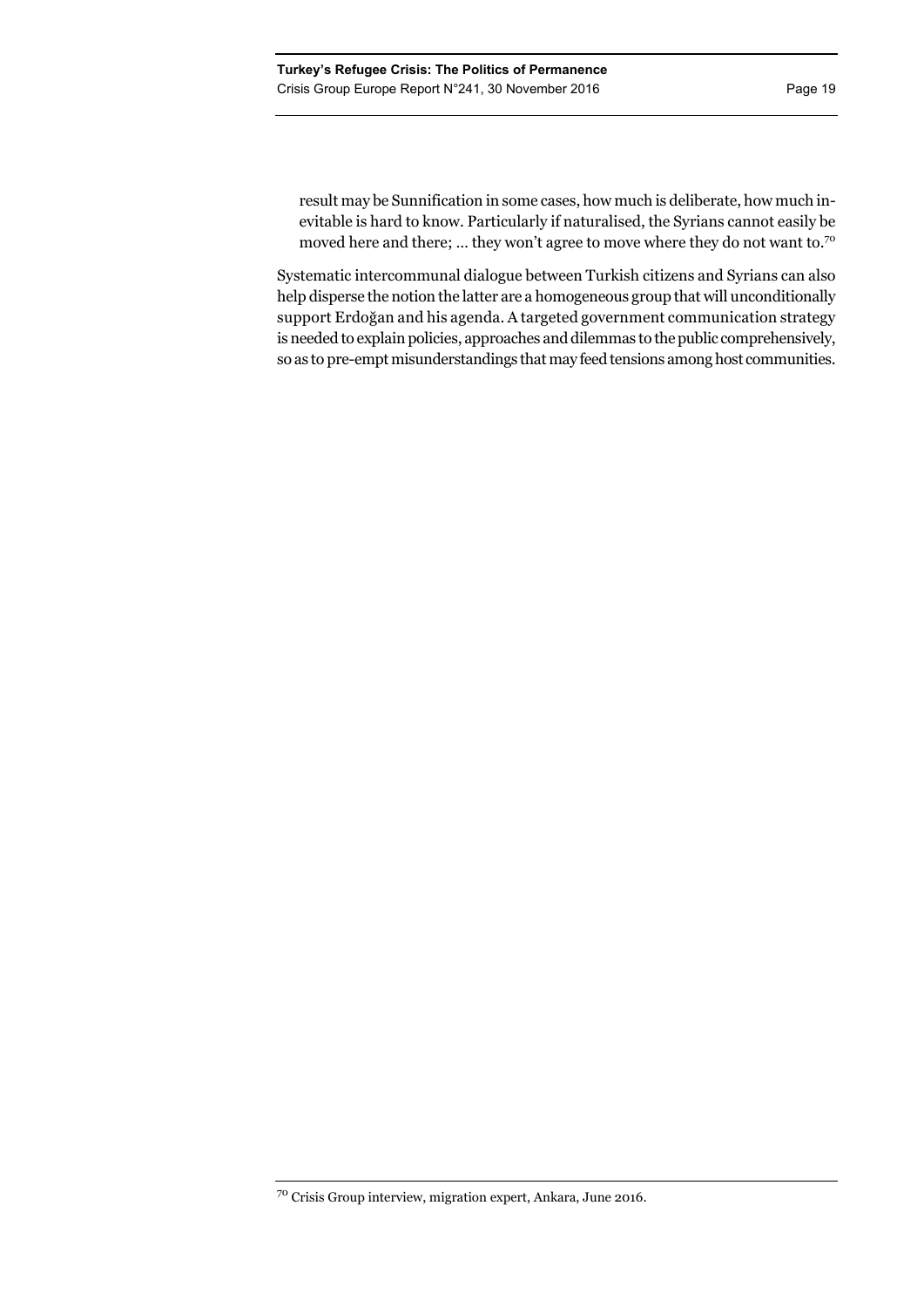> result may be Sunnification in some cases, how much is deliberate, how much inevitable is hard to know. Particularly if naturalised, the Syrians cannot easily be moved here and there; … they won't agree to move where they do not want to.[70]

Systematic intercommunal dialogue between Turkish citizens and Syrians can also help disperse the notion the latter are a homogeneous group that will unconditionally support Erdoğan and his agenda. A targeted government communication strategy is needed to explain policies, approaches and dilemmas to the public comprehensively, so as to pre-empt misunderstandings that may feed tensions among host communities.

---

[70] Crisis Group interview, migration expert, Ankara, June 2016.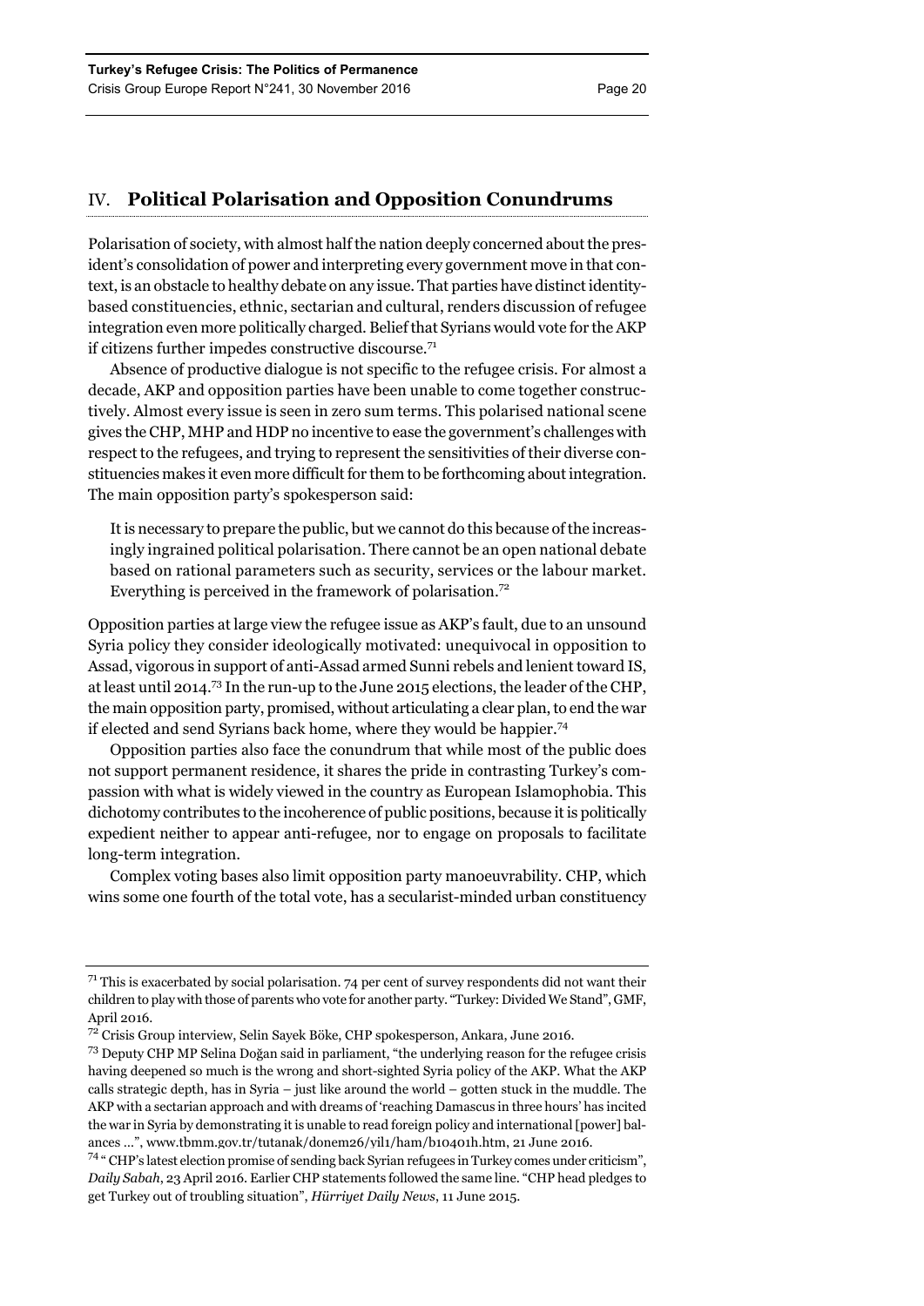## IV. Political Polarisation and Opposition Conundrums

Polarisation of society, with almost half the nation deeply concerned about the president's consolidation of power and interpreting every government move in that context, is an obstacle to healthy debate on any issue. That parties have distinct identity-based constituencies, ethnic, sectarian and cultural, renders discussion of refugee integration even more politically charged. Belief that Syrians would vote for the AKP if citizens further impedes constructive discourse.[71]

Absence of productive dialogue is not specific to the refugee crisis. For almost a decade, AKP and opposition parties have been unable to come together constructively. Almost every issue is seen in zero sum terms. This polarised national scene gives the CHP, MHP and HDP no incentive to ease the government's challenges with respect to the refugees, and trying to represent the sensitivities of their diverse constituencies makes it even more difficult for them to be forthcoming about integration. The main opposition party's spokesperson said:

> It is necessary to prepare the public, but we cannot do this because of the increasingly ingrained political polarisation. There cannot be an open national debate based on rational parameters such as security, services or the labour market. Everything is perceived in the framework of polarisation.[72]

Opposition parties at large view the refugee issue as AKP's fault, due to an unsound Syria policy they consider ideologically motivated: unequivocal in opposition to Assad, vigorous in support of anti-Assad armed Sunni rebels and lenient toward IS, at least until 2014.[73] In the run-up to the June 2015 elections, the leader of the CHP, the main opposition party, promised, without articulating a clear plan, to end the war if elected and send Syrians back home, where they would be happier.[74]

Opposition parties also face the conundrum that while most of the public does not support permanent residence, it shares the pride in contrasting Turkey's compassion with what is widely viewed in the country as European Islamophobia. This dichotomy contributes to the incoherence of public positions, because it is politically expedient neither to appear anti-refugee, nor to engage on proposals to facilitate long-term integration.

Complex voting bases also limit opposition party manoeuvrability. CHP, which wins some one fourth of the total vote, has a secularist-minded urban constituency

---

[71] This is exacerbated by social polarisation. 74 per cent of survey respondents did not want their children to play with those of parents who vote for another party. "Turkey: Divided We Stand", GMF, April 2016.

[72] Crisis Group interview, Selin Sayek Böke, CHP spokesperson, Ankara, June 2016.

[73] Deputy CHP MP Selina Doğan said in parliament, "the underlying reason for the refugee crisis having deepened so much is the wrong and short-sighted Syria policy of the AKP. What the AKP calls strategic depth, has in Syria – just like around the world – gotten stuck in the muddle. The AKP with a sectarian approach and with dreams of 'reaching Damascus in three hours' has incited the war in Syria by demonstrating it is unable to read foreign policy and international [power] balances ...", www.tbmm.gov.tr/tutanak/donem26/yil1/ham/b10401h.htm, 21 June 2016.

[74] " CHP's latest election promise of sending back Syrian refugees in Turkey comes under criticism", *Daily Sabah*, 23 April 2016. Earlier CHP statements followed the same line. "CHP head pledges to get Turkey out of troubling situation", *Hürriyet Daily News*, 11 June 2015.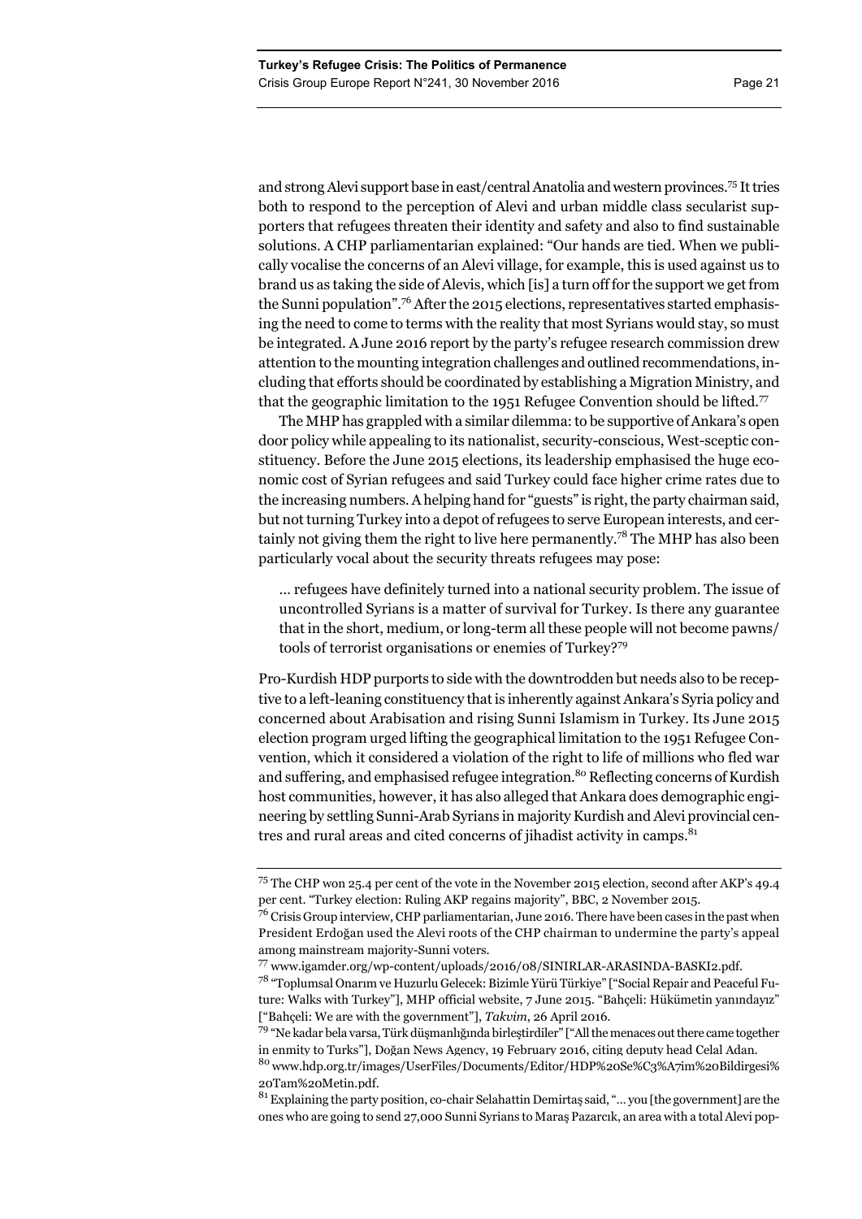and strong Alevi support base in east/central Anatolia and western provinces.[75] It tries both to respond to the perception of Alevi and urban middle class secularist supporters that refugees threaten their identity and safety and also to find sustainable solutions. A CHP parliamentarian explained: "Our hands are tied. When we publically vocalise the concerns of an Alevi village, for example, this is used against us to brand us as taking the side of Alevis, which [is] a turn off for the support we get from the Sunni population".[76] After the 2015 elections, representatives started emphasising the need to come to terms with the reality that most Syrians would stay, so must be integrated. A June 2016 report by the party's refugee research commission drew attention to the mounting integration challenges and outlined recommendations, including that efforts should be coordinated by establishing a Migration Ministry, and that the geographic limitation to the 1951 Refugee Convention should be lifted.[77]

The MHP has grappled with a similar dilemma: to be supportive of Ankara's open door policy while appealing to its nationalist, security-conscious, West-sceptic constituency. Before the June 2015 elections, its leadership emphasised the huge economic cost of Syrian refugees and said Turkey could face higher crime rates due to the increasing numbers. A helping hand for "guests" is right, the party chairman said, but not turning Turkey into a depot of refugees to serve European interests, and certainly not giving them the right to live here permanently.[78] The MHP has also been particularly vocal about the security threats refugees may pose:

> … refugees have definitely turned into a national security problem. The issue of uncontrolled Syrians is a matter of survival for Turkey. Is there any guarantee that in the short, medium, or long-term all these people will not become pawns/tools of terrorist organisations or enemies of Turkey?[79]

Pro-Kurdish HDP purports to side with the downtrodden but needs also to be receptive to a left-leaning constituency that is inherently against Ankara's Syria policy and concerned about Arabisation and rising Sunni Islamism in Turkey. Its June 2015 election program urged lifting the geographical limitation to the 1951 Refugee Convention, which it considered a violation of the right to life of millions who fled war and suffering, and emphasised refugee integration.[80] Reflecting concerns of Kurdish host communities, however, it has also alleged that Ankara does demographic engineering by settling Sunni-Arab Syrians in majority Kurdish and Alevi provincial centres and rural areas and cited concerns of jihadist activity in camps.[81]

---

[75] The CHP won 25.4 per cent of the vote in the November 2015 election, second after AKP's 49.4 per cent. "Turkey election: Ruling AKP regains majority", BBC, 2 November 2015.

[76] Crisis Group interview, CHP parliamentarian, June 2016. There have been cases in the past when President Erdoğan used the Alevi roots of the CHP chairman to undermine the party's appeal among mainstream majority-Sunni voters.

[77] www.igamder.org/wp-content/uploads/2016/08/SINIRLAR-ARASINDA-BASKI2.pdf.

[78] "Toplumsal Onarım ve Huzurlu Gelecek: Bizimle Yürü Türkiye" ["Social Repair and Peaceful Future: Walks with Turkey"], MHP official website, 7 June 2015. "Bahçeli: Hükümetin yanındayız" ["Bahçeli: We are with the government"], *Takvim*, 26 April 2016.

[79] "Ne kadar bela varsa, Türk düşmanlığında birleştirdiler" ["All the menaces out there came together in enmity to Turks"], Doğan News Agency, 19 February 2016, citing deputy head Celal Adan.

[80] www.hdp.org.tr/images/UserFiles/Documents/Editor/HDP%20Se%C3%A7im%20Bildirgesi%20Tam%20Metin.pdf.

[81] Explaining the party position, co-chair Selahattin Demirtaş said, "… you [the government] are the ones who are going to send 27,000 Sunni Syrians to Maraş Pazarcık, an area with a total Alevi pop-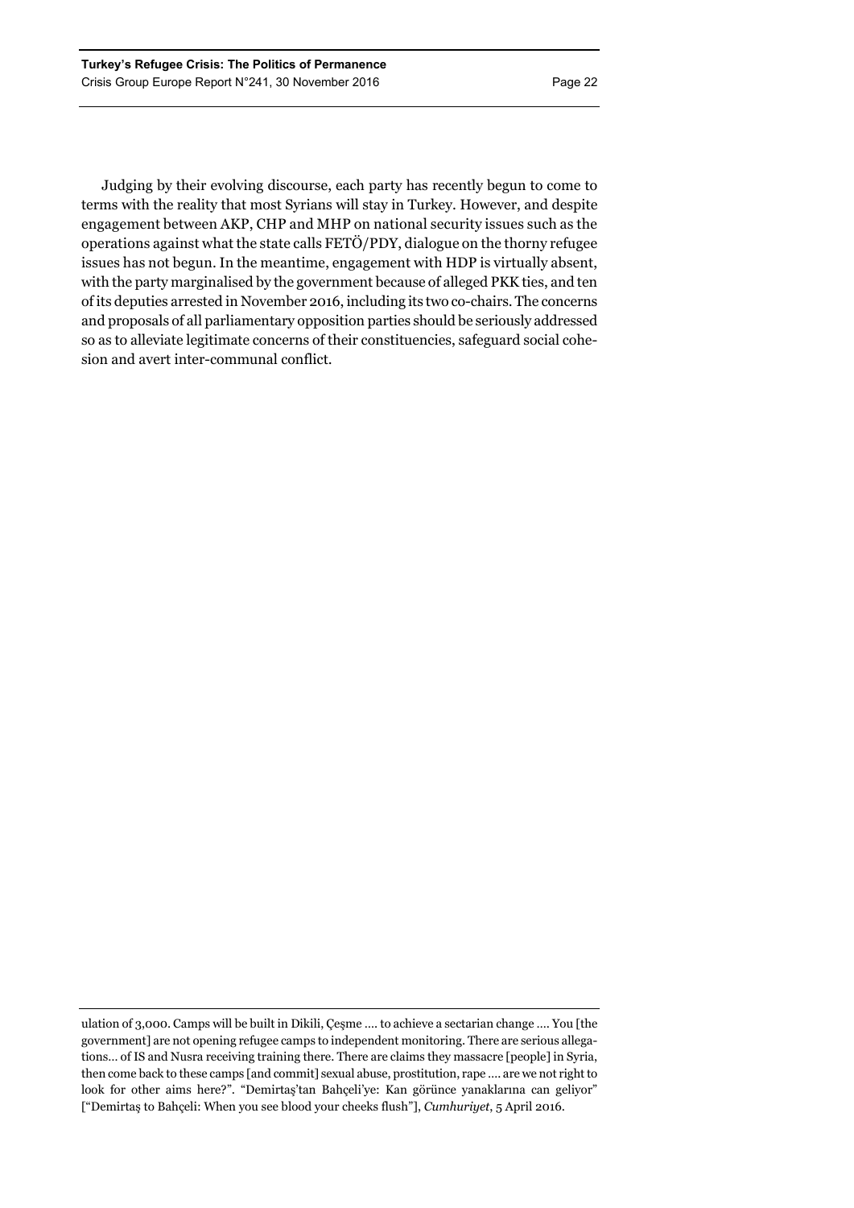Judging by their evolving discourse, each party has recently begun to come to terms with the reality that most Syrians will stay in Turkey. However, and despite engagement between AKP, CHP and MHP on national security issues such as the operations against what the state calls FETÖ/PDY, dialogue on the thorny refugee issues has not begun. In the meantime, engagement with HDP is virtually absent, with the party marginalised by the government because of alleged PKK ties, and ten of its deputies arrested in November 2016, including its two co-chairs. The concerns and proposals of all parliamentary opposition parties should be seriously addressed so as to alleviate legitimate concerns of their constituencies, safeguard social cohesion and avert inter-communal conflict.

ulation of 3,000. Camps will be built in Dikili, Çeşme .... to achieve a sectarian change .... You [the government] are not opening refugee camps to independent monitoring. There are serious allegations... of IS and Nusra receiving training there. There are claims they massacre [people] in Syria, then come back to these camps [and commit] sexual abuse, prostitution, rape .... are we not right to look for other aims here?". "Demirtaş'tan Bahçeli'ye: Kan görünce yanaklarına can geliyor" ["Demirtaş to Bahçeli: When you see blood your cheeks flush"], *Cumhuriyet*, 5 April 2016.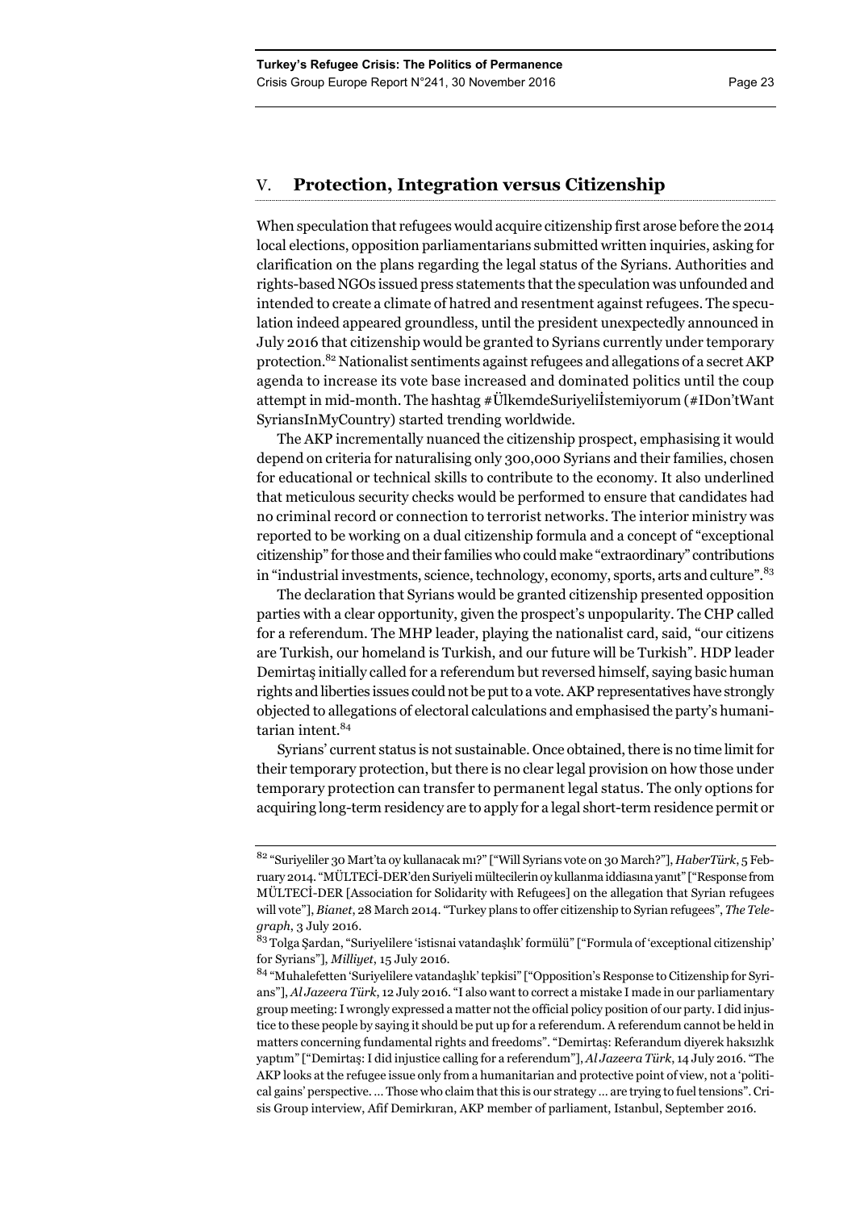## V. Protection, Integration versus Citizenship

When speculation that refugees would acquire citizenship first arose before the 2014 local elections, opposition parliamentarians submitted written inquiries, asking for clarification on the plans regarding the legal status of the Syrians. Authorities and rights-based NGOs issued press statements that the speculation was unfounded and intended to create a climate of hatred and resentment against refugees. The speculation indeed appeared groundless, until the president unexpectedly announced in July 2016 that citizenship would be granted to Syrians currently under temporary protection.[82] Nationalist sentiments against refugees and allegations of a secret AKP agenda to increase its vote base increased and dominated politics until the coup attempt in mid-month. The hashtag #ÜlkemdeSuriyeliİstemiyorum (#IDon'tWant SyriansInMyCountry) started trending worldwide.

The AKP incrementally nuanced the citizenship prospect, emphasising it would depend on criteria for naturalising only 300,000 Syrians and their families, chosen for educational or technical skills to contribute to the economy. It also underlined that meticulous security checks would be performed to ensure that candidates had no criminal record or connection to terrorist networks. The interior ministry was reported to be working on a dual citizenship formula and a concept of "exceptional citizenship" for those and their families who could make "extraordinary" contributions in "industrial investments, science, technology, economy, sports, arts and culture".[83]

The declaration that Syrians would be granted citizenship presented opposition parties with a clear opportunity, given the prospect's unpopularity. The CHP called for a referendum. The MHP leader, playing the nationalist card, said, "our citizens are Turkish, our homeland is Turkish, and our future will be Turkish". HDP leader Demirtaş initially called for a referendum but reversed himself, saying basic human rights and liberties issues could not be put to a vote. AKP representatives have strongly objected to allegations of electoral calculations and emphasised the party's humanitarian intent.[84]

Syrians' current status is not sustainable. Once obtained, there is no time limit for their temporary protection, but there is no clear legal provision on how those under temporary protection can transfer to permanent legal status. The only options for acquiring long-term residency are to apply for a legal short-term residence permit or

---

[82] "Suriyeliler 30 Mart'ta oy kullanacak mı?" ["Will Syrians vote on 30 March?"], *HaberTürk*, 5 February 2014. "MÜLTECİ-DER'den Suriyeli mültecilerin oy kullanma iddiasına yanıt" ["Response from MÜLTECİ-DER [Association for Solidarity with Refugees] on the allegation that Syrian refugees will vote"], *Bianet*, 28 March 2014. "Turkey plans to offer citizenship to Syrian refugees", *The Telegraph*, 3 July 2016.

[83] Tolga Şardan, "Suriyelilere 'istisnai vatandaşlık' formülü" ["Formula of 'exceptional citizenship' for Syrians"], *Milliyet*, 15 July 2016.

[84] "Muhalefetten 'Suriyelilere vatandaşlık' tepkisi" ["Opposition's Response to Citizenship for Syrians"], *Al Jazeera Türk*, 12 July 2016. "I also want to correct a mistake I made in our parliamentary group meeting: I wrongly expressed a matter not the official policy position of our party. I did injustice to these people by saying it should be put up for a referendum. A referendum cannot be held in matters concerning fundamental rights and freedoms". "Demirtaş: Referandum diyerek haksızlık yaptım" ["Demirtaş: I did injustice calling for a referendum"], *Al Jazeera Türk*, 14 July 2016. "The AKP looks at the refugee issue only from a humanitarian and protective point of view, not a 'political gains' perspective. … Those who claim that this is our strategy … are trying to fuel tensions". Crisis Group interview, Afif Demirkıran, AKP member of parliament, Istanbul, September 2016.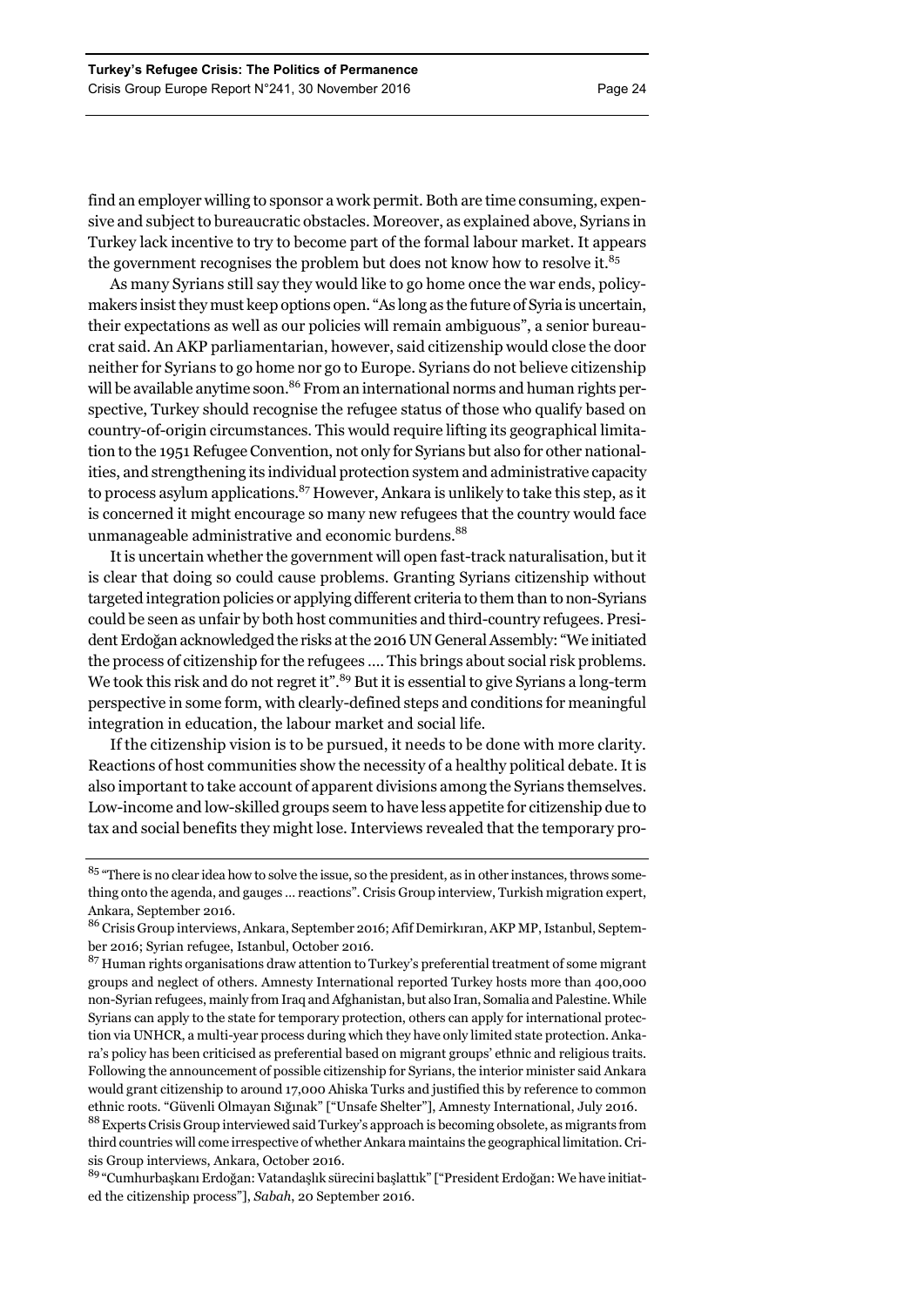find an employer willing to sponsor a work permit. Both are time consuming, expensive and subject to bureaucratic obstacles. Moreover, as explained above, Syrians in Turkey lack incentive to try to become part of the formal labour market. It appears the government recognises the problem but does not know how to resolve it.[85]

As many Syrians still say they would like to go home once the war ends, policymakers insist they must keep options open. "As long as the future of Syria is uncertain, their expectations as well as our policies will remain ambiguous", a senior bureaucrat said. An AKP parliamentarian, however, said citizenship would close the door neither for Syrians to go home nor go to Europe. Syrians do not believe citizenship will be available anytime soon.[86] From an international norms and human rights perspective, Turkey should recognise the refugee status of those who qualify based on country-of-origin circumstances. This would require lifting its geographical limitation to the 1951 Refugee Convention, not only for Syrians but also for other nationalities, and strengthening its individual protection system and administrative capacity to process asylum applications.[87] However, Ankara is unlikely to take this step, as it is concerned it might encourage so many new refugees that the country would face unmanageable administrative and economic burdens.[88]

It is uncertain whether the government will open fast-track naturalisation, but it is clear that doing so could cause problems. Granting Syrians citizenship without targeted integration policies or applying different criteria to them than to non-Syrians could be seen as unfair by both host communities and third-country refugees. President Erdoğan acknowledged the risks at the 2016 UN General Assembly: "We initiated the process of citizenship for the refugees …. This brings about social risk problems. We took this risk and do not regret it".[89] But it is essential to give Syrians a long-term perspective in some form, with clearly-defined steps and conditions for meaningful integration in education, the labour market and social life.

If the citizenship vision is to be pursued, it needs to be done with more clarity. Reactions of host communities show the necessity of a healthy political debate. It is also important to take account of apparent divisions among the Syrians themselves. Low-income and low-skilled groups seem to have less appetite for citizenship due to tax and social benefits they might lose. Interviews revealed that the temporary pro-

---

[85] "There is no clear idea how to solve the issue, so the president, as in other instances, throws something onto the agenda, and gauges … reactions". Crisis Group interview, Turkish migration expert, Ankara, September 2016.

[86] Crisis Group interviews, Ankara, September 2016; Afif Demirkıran, AKP MP, Istanbul, September 2016; Syrian refugee, Istanbul, October 2016.

[87] Human rights organisations draw attention to Turkey's preferential treatment of some migrant groups and neglect of others. Amnesty International reported Turkey hosts more than 400,000 non-Syrian refugees, mainly from Iraq and Afghanistan, but also Iran, Somalia and Palestine. While Syrians can apply to the state for temporary protection, others can apply for international protection via UNHCR, a multi-year process during which they have only limited state protection. Ankara's policy has been criticised as preferential based on migrant groups' ethnic and religious traits. Following the announcement of possible citizenship for Syrians, the interior minister said Ankara would grant citizenship to around 17,000 Ahiska Turks and justified this by reference to common ethnic roots. "Güvenli Olmayan Sığınak" ["Unsafe Shelter"], Amnesty International, July 2016.

[88] Experts Crisis Group interviewed said Turkey's approach is becoming obsolete, as migrants from third countries will come irrespective of whether Ankara maintains the geographical limitation. Crisis Group interviews, Ankara, October 2016.

[89] "Cumhurbaşkanı Erdoğan: Vatandaşlık sürecini başlattık" ["President Erdoğan: We have initiated the citizenship process"], *Sabah*, 20 September 2016.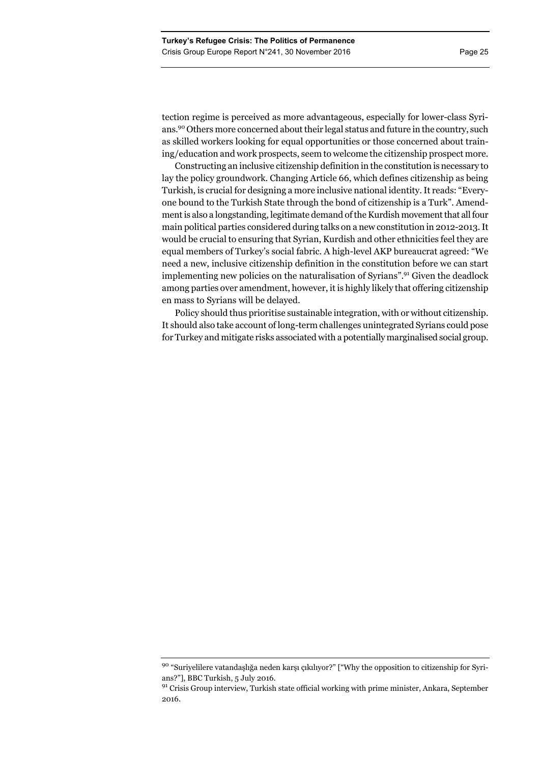tection regime is perceived as more advantageous, especially for lower-class Syrians.[90] Others more concerned about their legal status and future in the country, such as skilled workers looking for equal opportunities or those concerned about training/education and work prospects, seem to welcome the citizenship prospect more.

Constructing an inclusive citizenship definition in the constitution is necessary to lay the policy groundwork. Changing Article 66, which defines citizenship as being Turkish, is crucial for designing a more inclusive national identity. It reads: "Everyone bound to the Turkish State through the bond of citizenship is a Turk". Amendment is also a longstanding, legitimate demand of the Kurdish movement that all four main political parties considered during talks on a new constitution in 2012-2013. It would be crucial to ensuring that Syrian, Kurdish and other ethnicities feel they are equal members of Turkey's social fabric. A high-level AKP bureaucrat agreed: "We need a new, inclusive citizenship definition in the constitution before we can start implementing new policies on the naturalisation of Syrians".[91] Given the deadlock among parties over amendment, however, it is highly likely that offering citizenship en mass to Syrians will be delayed.

Policy should thus prioritise sustainable integration, with or without citizenship. It should also take account of long-term challenges unintegrated Syrians could pose for Turkey and mitigate risks associated with a potentially marginalised social group.

---

[90] "Suriyelilere vatandaşlığa neden karşı çıkılıyor?" ["Why the opposition to citizenship for Syrians?"], BBC Turkish, 5 July 2016.

[91] Crisis Group interview, Turkish state official working with prime minister, Ankara, September 2016.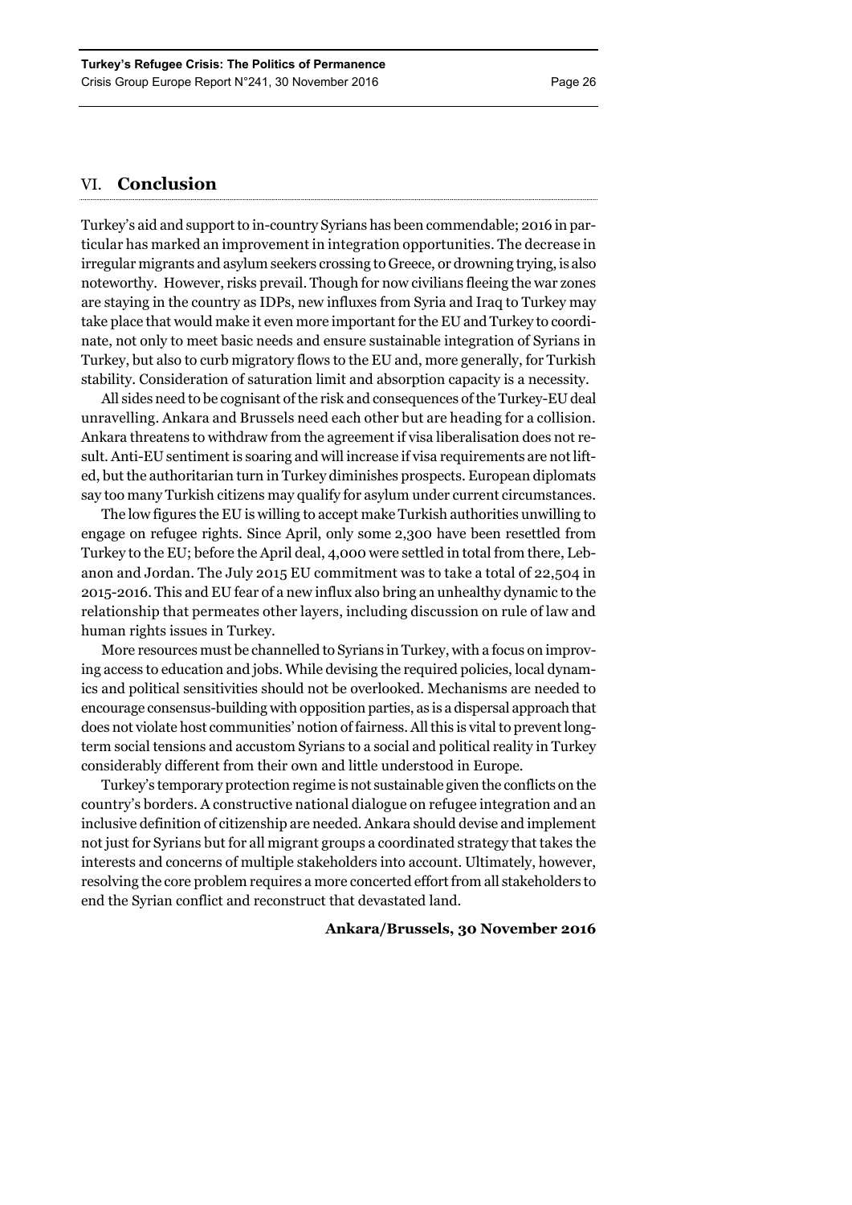## VI. Conclusion

Turkey's aid and support to in-country Syrians has been commendable; 2016 in particular has marked an improvement in integration opportunities. The decrease in irregular migrants and asylum seekers crossing to Greece, or drowning trying, is also noteworthy. However, risks prevail. Though for now civilians fleeing the war zones are staying in the country as IDPs, new influxes from Syria and Iraq to Turkey may take place that would make it even more important for the EU and Turkey to coordinate, not only to meet basic needs and ensure sustainable integration of Syrians in Turkey, but also to curb migratory flows to the EU and, more generally, for Turkish stability. Consideration of saturation limit and absorption capacity is a necessity.

All sides need to be cognisant of the risk and consequences of the Turkey-EU deal unravelling. Ankara and Brussels need each other but are heading for a collision. Ankara threatens to withdraw from the agreement if visa liberalisation does not result. Anti-EU sentiment is soaring and will increase if visa requirements are not lifted, but the authoritarian turn in Turkey diminishes prospects. European diplomats say too many Turkish citizens may qualify for asylum under current circumstances.

The low figures the EU is willing to accept make Turkish authorities unwilling to engage on refugee rights. Since April, only some 2,300 have been resettled from Turkey to the EU; before the April deal, 4,000 were settled in total from there, Lebanon and Jordan. The July 2015 EU commitment was to take a total of 22,504 in 2015-2016. This and EU fear of a new influx also bring an unhealthy dynamic to the relationship that permeates other layers, including discussion on rule of law and human rights issues in Turkey.

More resources must be channelled to Syrians in Turkey, with a focus on improving access to education and jobs. While devising the required policies, local dynamics and political sensitivities should not be overlooked. Mechanisms are needed to encourage consensus-building with opposition parties, as is a dispersal approach that does not violate host communities' notion of fairness. All this is vital to prevent long-term social tensions and accustom Syrians to a social and political reality in Turkey considerably different from their own and little understood in Europe.

Turkey's temporary protection regime is not sustainable given the conflicts on the country's borders. A constructive national dialogue on refugee integration and an inclusive definition of citizenship are needed. Ankara should devise and implement not just for Syrians but for all migrant groups a coordinated strategy that takes the interests and concerns of multiple stakeholders into account. Ultimately, however, resolving the core problem requires a more concerted effort from all stakeholders to end the Syrian conflict and reconstruct that devastated land.

**Ankara/Brussels, 30 November 2016**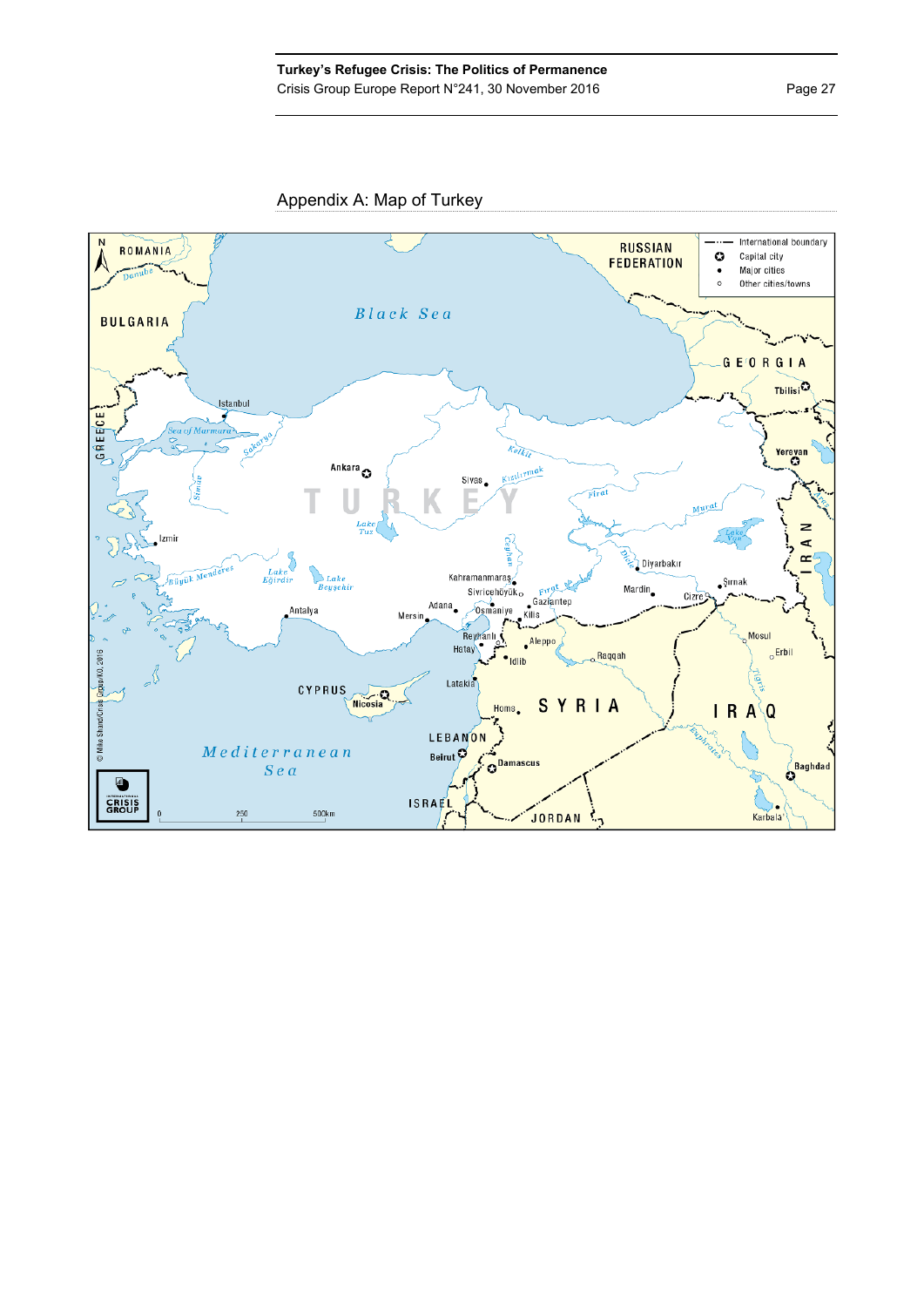## Appendix A: Map of Turkey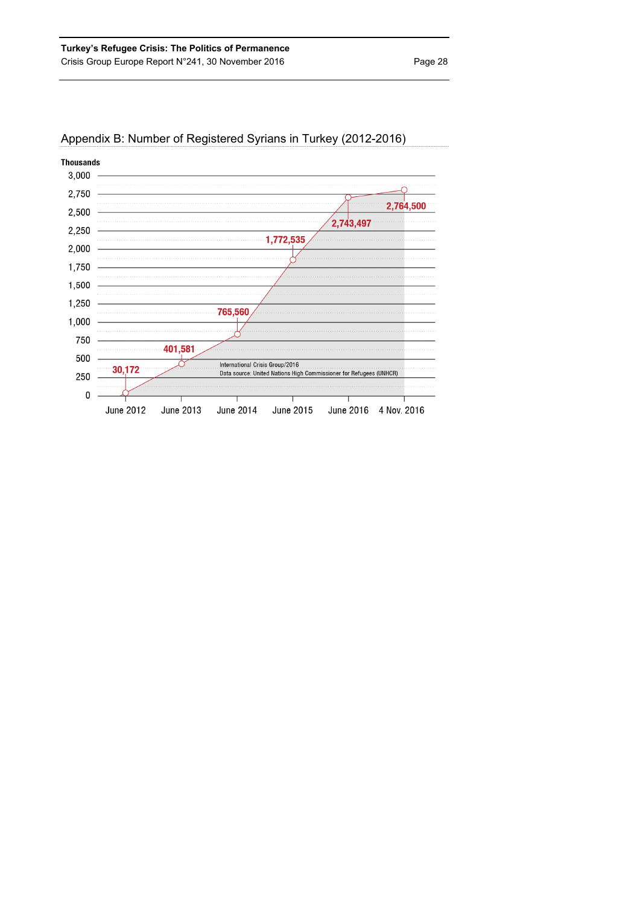## Appendix B: Number of Registered Syrians in Turkey (2012-2016)

Thousands

| Date | Number of Registered Syrians |
|---|---|
| June 2012 | 30,172 |
| June 2013 | 401,581 |
| June 2014 | 765,560 |
| June 2015 | 1,772,535 |
| June 2016 | 2,743,497 |
| 4 Nov. 2016 | 2,764,500 |

International Crisis Group/2016
Data source: United Nations High Commissioner for Refugees (UNHCR)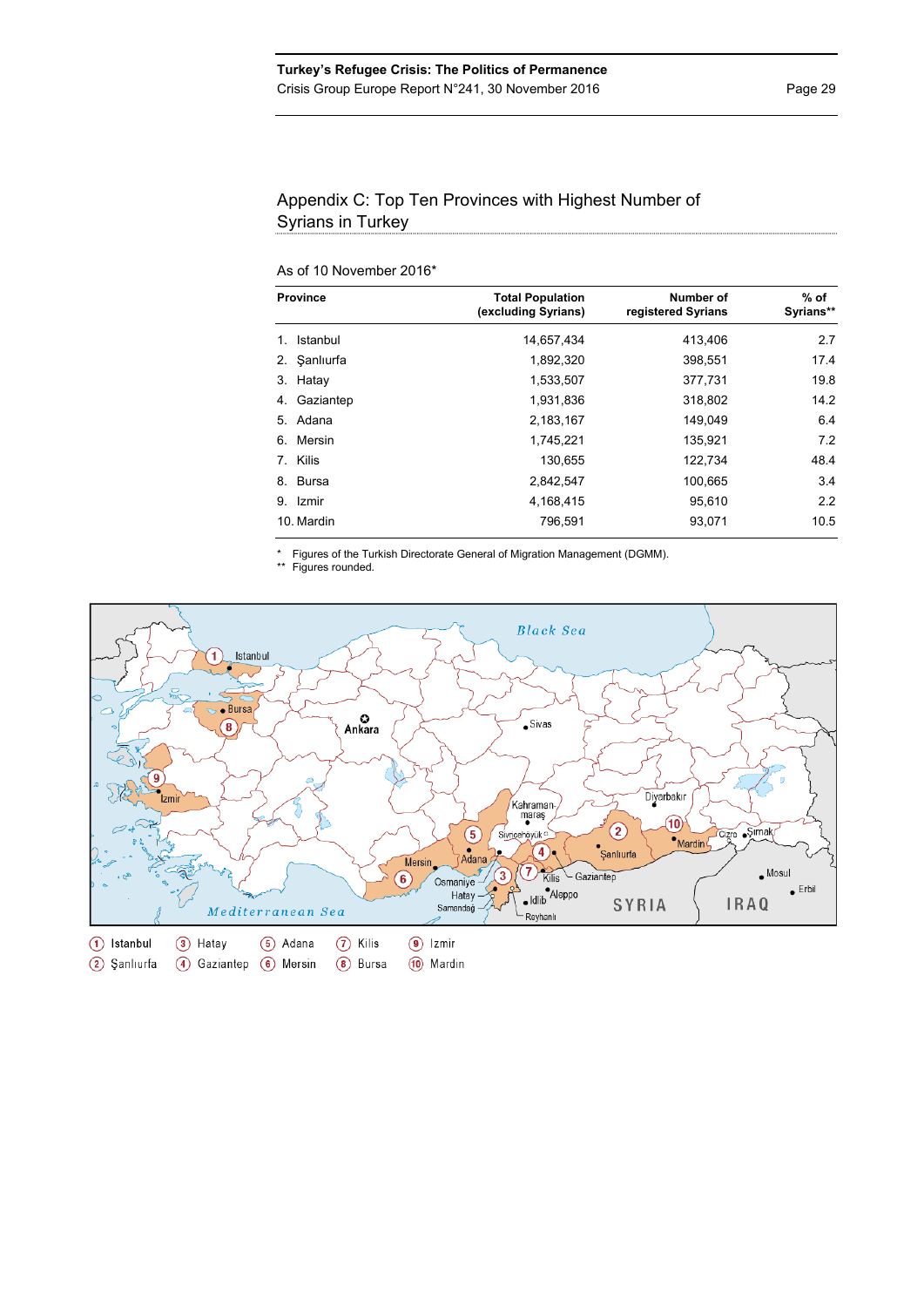## Appendix C: Top Ten Provinces with Highest Number of Syrians in Turkey

As of 10 November 2016*

| Province | Total Population (excluding Syrians) | Number of registered Syrians | % of Syrians** |
|---|---|---|---|
| 1. Istanbul | 14,657,434 | 413,406 | 2.7 |
| 2. Şanlıurfa | 1,892,320 | 398,551 | 17.4 |
| 3. Hatay | 1,533,507 | 377,731 | 19.8 |
| 4. Gaziantep | 1,931,836 | 318,802 | 14.2 |
| 5. Adana | 2,183,167 | 149,049 | 6.4 |
| 6. Mersin | 1,745,221 | 135,921 | 7.2 |
| 7. Kilis | 130,655 | 122,734 | 48.4 |
| 8. Bursa | 2,842,547 | 100,665 | 3.4 |
| 9. Izmir | 4,168,415 | 95,610 | 2.2 |
| 10. Mardin | 796,591 | 93,071 | 10.5 |

\* Figures of the Turkish Directorate General of Migration Management (DGMM).
\*\* Figures rounded.

(1) Istanbul (2) Şanlıurfa (3) Hatay (4) Gaziantep (5) Adana (6) Mersin (7) Kilis (8) Bursa (9) Izmir (10) Mardin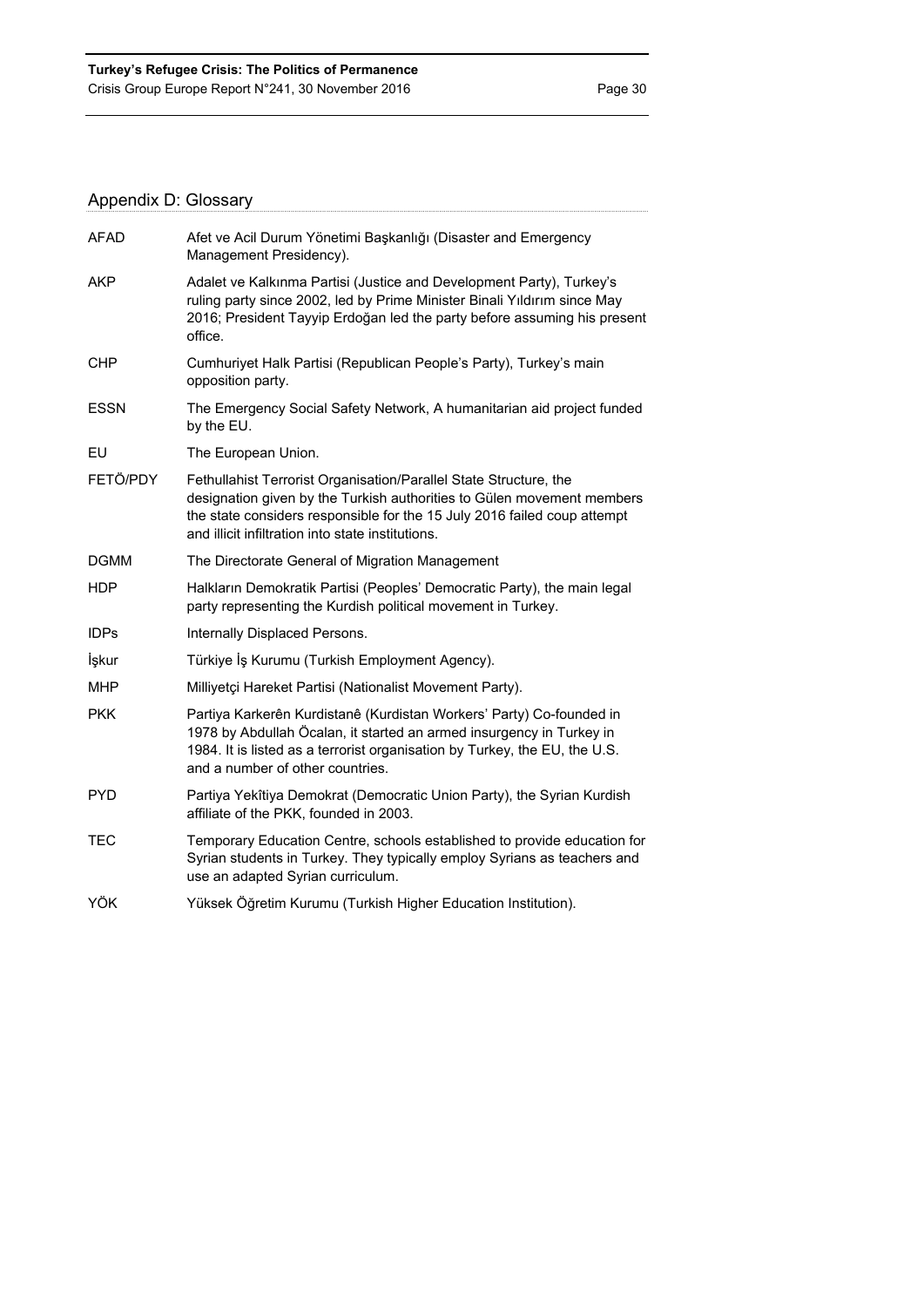## Appendix D: Glossary

| | |
|---|---|
| AFAD | Afet ve Acil Durum Yönetimi Başkanlığı (Disaster and Emergency Management Presidency). |
| AKP | Adalet ve Kalkınma Partisi (Justice and Development Party), Turkey's ruling party since 2002, led by Prime Minister Binali Yıldırım since May 2016; President Tayyip Erdoğan led the party before assuming his present office. |
| CHP | Cumhuriyet Halk Partisi (Republican People's Party), Turkey's main opposition party. |
| ESSN | The Emergency Social Safety Network, A humanitarian aid project funded by the EU. |
| EU | The European Union. |
| FETÖ/PDY | Fethullahist Terrorist Organisation/Parallel State Structure, the designation given by the Turkish authorities to Gülen movement members the state considers responsible for the 15 July 2016 failed coup attempt and illicit infiltration into state institutions. |
| DGMM | The Directorate General of Migration Management |
| HDP | Halkların Demokratik Partisi (Peoples' Democratic Party), the main legal party representing the Kurdish political movement in Turkey. |
| IDPs | Internally Displaced Persons. |
| İşkur | Türkiye İş Kurumu (Turkish Employment Agency). |
| MHP | Milliyetçi Hareket Partisi (Nationalist Movement Party). |
| PKK | Partiya Karkerên Kurdistanê (Kurdistan Workers' Party) Co-founded in 1978 by Abdullah Öcalan, it started an armed insurgency in Turkey in 1984. It is listed as a terrorist organisation by Turkey, the EU, the U.S. and a number of other countries. |
| PYD | Partiya Yekîtiya Demokrat (Democratic Union Party), the Syrian Kurdish affiliate of the PKK, founded in 2003. |
| TEC | Temporary Education Centre, schools established to provide education for Syrian students in Turkey. They typically employ Syrians as teachers and use an adapted Syrian curriculum. |
| YÖK | Yüksek Öğretim Kurumu (Turkish Higher Education Institution). |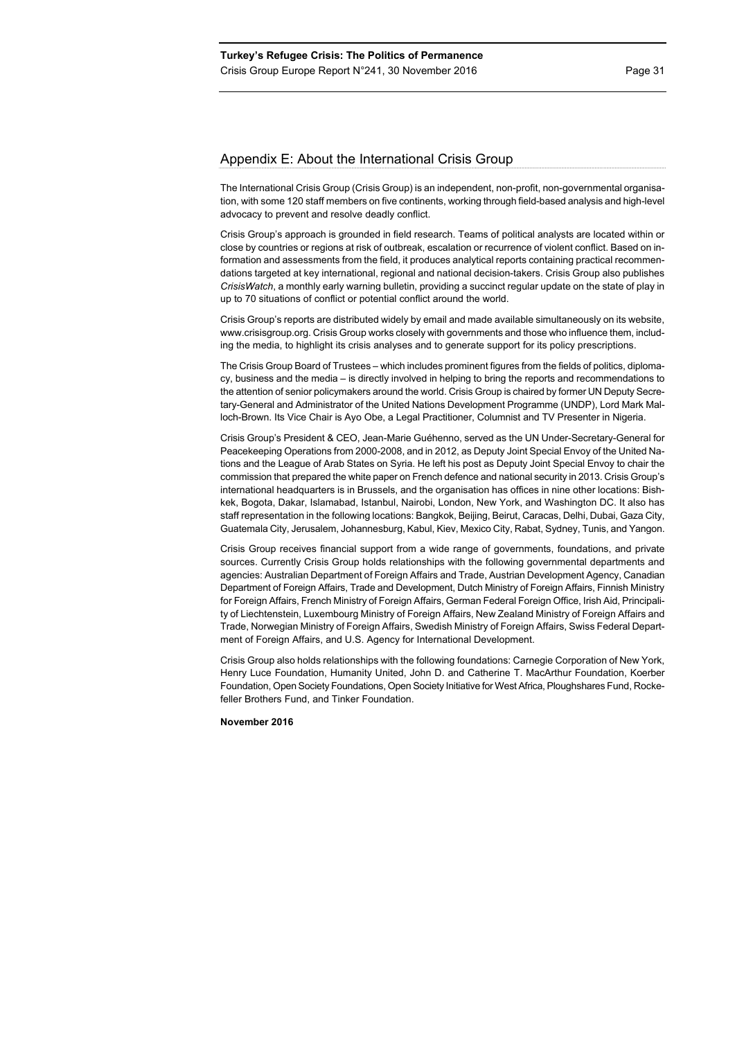## Appendix E: About the International Crisis Group

The International Crisis Group (Crisis Group) is an independent, non-profit, non-governmental organisation, with some 120 staff members on five continents, working through field-based analysis and high-level advocacy to prevent and resolve deadly conflict.

Crisis Group's approach is grounded in field research. Teams of political analysts are located within or close by countries or regions at risk of outbreak, escalation or recurrence of violent conflict. Based on information and assessments from the field, it produces analytical reports containing practical recommendations targeted at key international, regional and national decision-takers. Crisis Group also publishes *CrisisWatch*, a monthly early warning bulletin, providing a succinct regular update on the state of play in up to 70 situations of conflict or potential conflict around the world.

Crisis Group's reports are distributed widely by email and made available simultaneously on its website, www.crisisgroup.org. Crisis Group works closely with governments and those who influence them, including the media, to highlight its crisis analyses and to generate support for its policy prescriptions.

The Crisis Group Board of Trustees – which includes prominent figures from the fields of politics, diplomacy, business and the media – is directly involved in helping to bring the reports and recommendations to the attention of senior policymakers around the world. Crisis Group is chaired by former UN Deputy Secretary-General and Administrator of the United Nations Development Programme (UNDP), Lord Mark Malloch-Brown. Its Vice Chair is Ayo Obe, a Legal Practitioner, Columnist and TV Presenter in Nigeria.

Crisis Group's President & CEO, Jean-Marie Guéhenno, served as the UN Under-Secretary-General for Peacekeeping Operations from 2000-2008, and in 2012, as Deputy Joint Special Envoy of the United Nations and the League of Arab States on Syria. He left his post as Deputy Joint Special Envoy to chair the commission that prepared the white paper on French defence and national security in 2013. Crisis Group's international headquarters is in Brussels, and the organisation has offices in nine other locations: Bishkek, Bogota, Dakar, Islamabad, Istanbul, Nairobi, London, New York, and Washington DC. It also has staff representation in the following locations: Bangkok, Beijing, Beirut, Caracas, Delhi, Dubai, Gaza City, Guatemala City, Jerusalem, Johannesburg, Kabul, Kiev, Mexico City, Rabat, Sydney, Tunis, and Yangon.

Crisis Group receives financial support from a wide range of governments, foundations, and private sources. Currently Crisis Group holds relationships with the following governmental departments and agencies: Australian Department of Foreign Affairs and Trade, Austrian Development Agency, Canadian Department of Foreign Affairs, Trade and Development, Dutch Ministry of Foreign Affairs, Finnish Ministry for Foreign Affairs, French Ministry of Foreign Affairs, German Federal Foreign Office, Irish Aid, Principality of Liechtenstein, Luxembourg Ministry of Foreign Affairs, New Zealand Ministry of Foreign Affairs and Trade, Norwegian Ministry of Foreign Affairs, Swedish Ministry of Foreign Affairs, Swiss Federal Department of Foreign Affairs, and U.S. Agency for International Development.

Crisis Group also holds relationships with the following foundations: Carnegie Corporation of New York, Henry Luce Foundation, Humanity United, John D. and Catherine T. MacArthur Foundation, Koerber Foundation, Open Society Foundations, Open Society Initiative for West Africa, Ploughshares Fund, Rockefeller Brothers Fund, and Tinker Foundation.

**November 2016**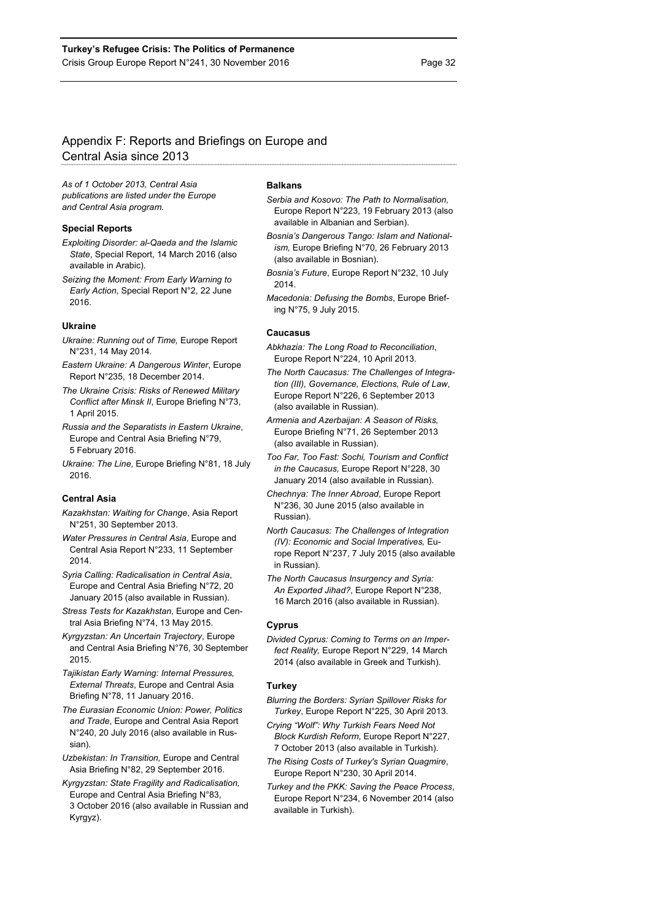## Appendix F: Reports and Briefings on Europe and Central Asia since 2013

*As of 1 October 2013, Central Asia publications are listed under the Europe and Central Asia program.*

### Special Reports

*Exploiting Disorder: al-Qaeda and the Islamic State*, Special Report, 14 March 2016 (also available in Arabic).

*Seizing the Moment: From Early Warning to Early Action*, Special Report N°2, 22 June 2016.

### Ukraine

*Ukraine: Running out of Time,* Europe Report N°231, 14 May 2014.

*Eastern Ukraine: A Dangerous Winter*, Europe Report N°235, 18 December 2014.

*The Ukraine Crisis: Risks of Renewed Military Conflict after Minsk II*, Europe Briefing N°73, 1 April 2015.

*Russia and the Separatists in Eastern Ukraine*, Europe and Central Asia Briefing N°79, 5 February 2016.

*Ukraine: The Line*, Europe Briefing N°81, 18 July 2016.

### Central Asia

*Kazakhstan: Waiting for Change*, Asia Report N°251, 30 September 2013.

*Water Pressures in Central Asia*, Europe and Central Asia Report N°233, 11 September 2014.

*Syria Calling: Radicalisation in Central Asia*, Europe and Central Asia Briefing N°72, 20 January 2015 (also available in Russian).

*Stress Tests for Kazakhstan*, Europe and Central Asia Briefing N°74, 13 May 2015.

*Kyrgyzstan: An Uncertain Trajectory*, Europe and Central Asia Briefing N°76, 30 September 2015.

*Tajikistan Early Warning: Internal Pressures, External Threats*, Europe and Central Asia Briefing N°78, 11 January 2016.

*The Eurasian Economic Union: Power, Politics and Trade*, Europe and Central Asia Report N°240, 20 July 2016 (also available in Russian).

*Uzbekistan: In Transition,* Europe and Central Asia Briefing N°82, 29 September 2016.

*Kyrgyzstan: State Fragility and Radicalisation,* Europe and Central Asia Briefing N°83, 3 October 2016 (also available in Russian and Kyrgyz).

### Balkans

*Serbia and Kosovo: The Path to Normalisation,* Europe Report N°223, 19 February 2013 (also available in Albanian and Serbian).

*Bosnia's Dangerous Tango: Islam and Nationalism,* Europe Briefing N°70, 26 February 2013 (also available in Bosnian).

*Bosnia's Future*, Europe Report N°232, 10 July 2014.

*Macedonia: Defusing the Bombs*, Europe Briefing N°75, 9 July 2015.

### Caucasus

*Abkhazia: The Long Road to Reconciliation*, Europe Report N°224, 10 April 2013.

*The North Caucasus: The Challenges of Integration (III), Governance, Elections, Rule of Law*, Europe Report N°226, 6 September 2013 (also available in Russian).

*Armenia and Azerbaijan: A Season of Risks,* Europe Briefing N°71, 26 September 2013 (also available in Russian).

*Too Far, Too Fast: Sochi, Tourism and Conflict in the Caucasus,* Europe Report N°228, 30 January 2014 (also available in Russian).

*Chechnya: The Inner Abroad*, Europe Report N°236, 30 June 2015 (also available in Russian).

*North Caucasus: The Challenges of Integration (IV): Economic and Social Imperatives,* Europe Report N°237, 7 July 2015 (also available in Russian).

*The North Caucasus Insurgency and Syria: An Exported Jihad?*, Europe Report N°238, 16 March 2016 (also available in Russian).

### Cyprus

*Divided Cyprus: Coming to Terms on an Imperfect Reality,* Europe Report N°229, 14 March 2014 (also available in Greek and Turkish).

### Turkey

*Blurring the Borders: Syrian Spillover Risks for Turkey*, Europe Report N°225, 30 April 2013.

*Crying "Wolf": Why Turkish Fears Need Not Block Kurdish Reform*, Europe Report N°227, 7 October 2013 (also available in Turkish).

*The Rising Costs of Turkey's Syrian Quagmire*, Europe Report N°230, 30 April 2014.

*Turkey and the PKK: Saving the Peace Process*, Europe Report N°234, 6 November 2014 (also available in Turkish).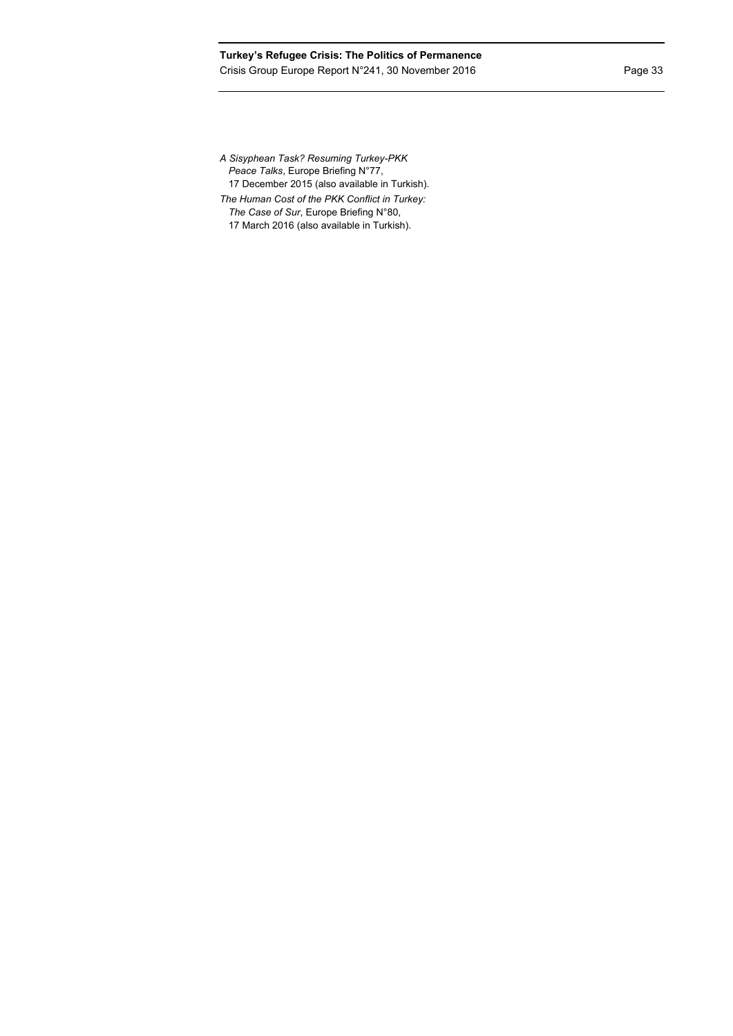*A Sisyphean Task? Resuming Turkey-PKK Peace Talks*, Europe Briefing N°77, 17 December 2015 (also available in Turkish).

*The Human Cost of the PKK Conflict in Turkey: The Case of Sur*, Europe Briefing N°80, 17 March 2016 (also available in Turkish).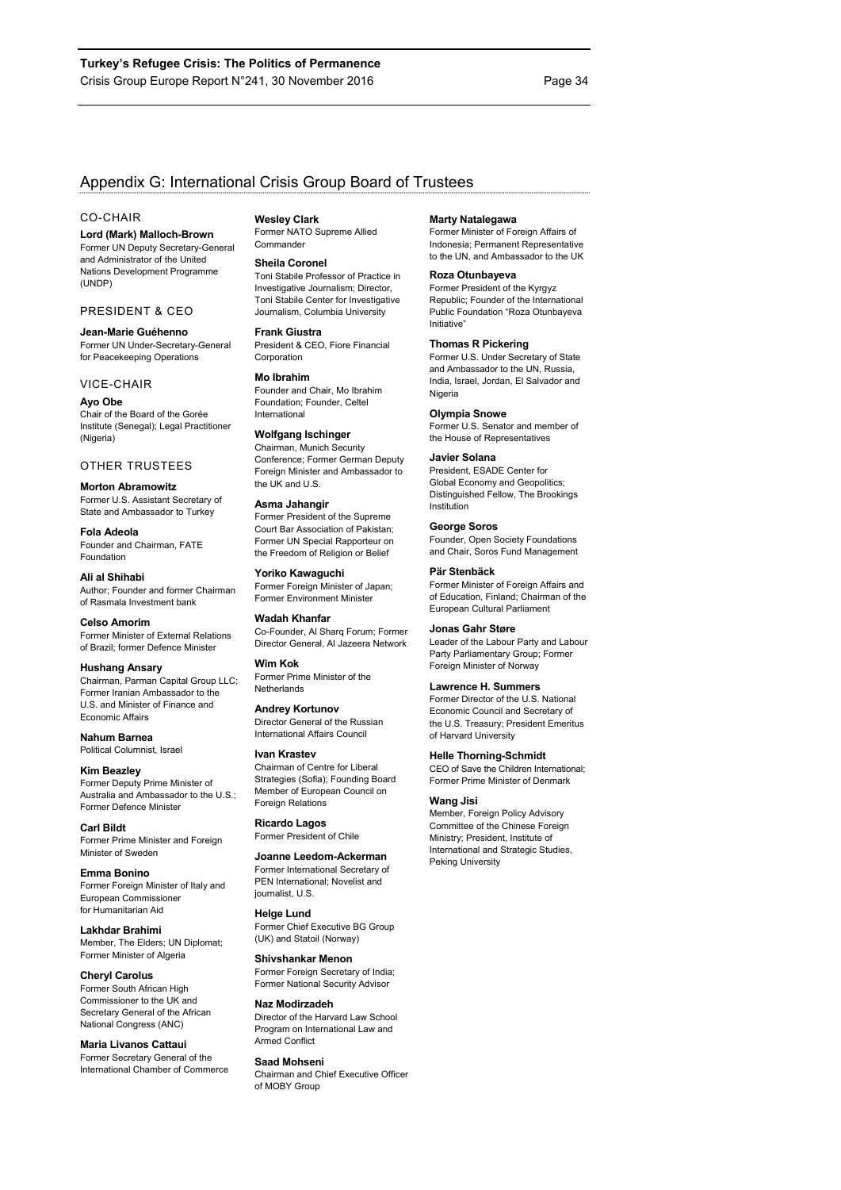## Appendix G: International Crisis Group Board of Trustees

### CO-CHAIR

**Lord (Mark) Malloch-Brown**
Former UN Deputy Secretary-General and Administrator of the United Nations Development Programme (UNDP)

### PRESIDENT & CEO

**Jean-Marie Guéhenno**
Former UN Under-Secretary-General for Peacekeeping Operations

### VICE-CHAIR

**Ayo Obe**
Chair of the Board of the Gorée Institute (Senegal); Legal Practitioner (Nigeria)

### OTHER TRUSTEES

**Morton Abramowitz**
Former U.S. Assistant Secretary of State and Ambassador to Turkey

**Fola Adeola**
Founder and Chairman, FATE Foundation

**Ali al Shihabi**
Author; Founder and former Chairman of Rasmala Investment bank

**Celso Amorim**
Former Minister of External Relations of Brazil; former Defence Minister

**Hushang Ansary**
Chairman, Parman Capital Group LLC; Former Iranian Ambassador to the U.S. and Minister of Finance and Economic Affairs

**Nahum Barnea**
Political Columnist, Israel

**Kim Beazley**
Former Deputy Prime Minister of Australia and Ambassador to the U.S.; Former Defence Minister

**Carl Bildt**
Former Prime Minister and Foreign Minister of Sweden

**Emma Bonino**
Former Foreign Minister of Italy and European Commissioner for Humanitarian Aid

**Lakhdar Brahimi**
Member, The Elders; UN Diplomat; Former Minister of Algeria

**Cheryl Carolus**
Former South African High Commissioner to the UK and Secretary General of the African National Congress (ANC)

**Maria Livanos Cattaui**
Former Secretary General of the International Chamber of Commerce

**Wesley Clark**
Former NATO Supreme Allied Commander

**Sheila Coronel**
Toni Stabile Professor of Practice in Investigative Journalism; Director, Toni Stabile Center for Investigative Journalism, Columbia University

**Frank Giustra**
President & CEO, Fiore Financial Corporation

**Mo Ibrahim**
Founder and Chair, Mo Ibrahim Foundation; Founder, Celtel International

**Wolfgang Ischinger**
Chairman, Munich Security Conference; Former German Deputy Foreign Minister and Ambassador to the UK and U.S.

**Asma Jahangir**
Former President of the Supreme Court Bar Association of Pakistan; Former UN Special Rapporteur on the Freedom of Religion or Belief

**Yoriko Kawaguchi**
Former Foreign Minister of Japan; Former Environment Minister

**Wadah Khanfar**
Co-Founder, Al Sharq Forum; Former Director General, Al Jazeera Network

**Wim Kok**
Former Prime Minister of the Netherlands

**Andrey Kortunov**
Director General of the Russian International Affairs Council

**Ivan Krastev**
Chairman of Centre for Liberal Strategies (Sofia); Founding Board Member of European Council on Foreign Relations

**Ricardo Lagos**
Former President of Chile

**Joanne Leedom-Ackerman**
Former International Secretary of PEN International; Novelist and journalist, U.S.

**Helge Lund**
Former Chief Executive BG Group (UK) and Statoil (Norway)

**Shivshankar Menon**
Former Foreign Secretary of India; Former National Security Advisor

**Naz Modirzadeh**
Director of the Harvard Law School Program on International Law and Armed Conflict

**Saad Mohseni**
Chairman and Chief Executive Officer of MOBY Group

**Marty Natalegawa**
Former Minister of Foreign Affairs of Indonesia; Permanent Representative to the UN, and Ambassador to the UK

**Roza Otunbayeva**
Former President of the Kyrgyz Republic; Founder of the International Public Foundation "Roza Otunbayeva Initiative"

**Thomas R Pickering**
Former U.S. Under Secretary of State and Ambassador to the UN, Russia, India, Israel, Jordan, El Salvador and Nigeria

**Olympia Snowe**
Former U.S. Senator and member of the House of Representatives

**Javier Solana**
President, ESADE Center for Global Economy and Geopolitics; Distinguished Fellow, The Brookings Institution

**George Soros**
Founder, Open Society Foundations and Chair, Soros Fund Management

**Pär Stenbäck**
Former Minister of Foreign Affairs and of Education, Finland; Chairman of the European Cultural Parliament

**Jonas Gahr Støre**
Leader of the Labour Party and Labour Party Parliamentary Group; Former Foreign Minister of Norway

**Lawrence H. Summers**
Former Director of the U.S. National Economic Council and Secretary of the U.S. Treasury; President Emeritus of Harvard University

**Helle Thorning-Schmidt**
CEO of Save the Children International; Former Prime Minister of Denmark

**Wang Jisi**
Member, Foreign Policy Advisory Committee of the Chinese Foreign Ministry; President, Institute of International and Strategic Studies, Peking University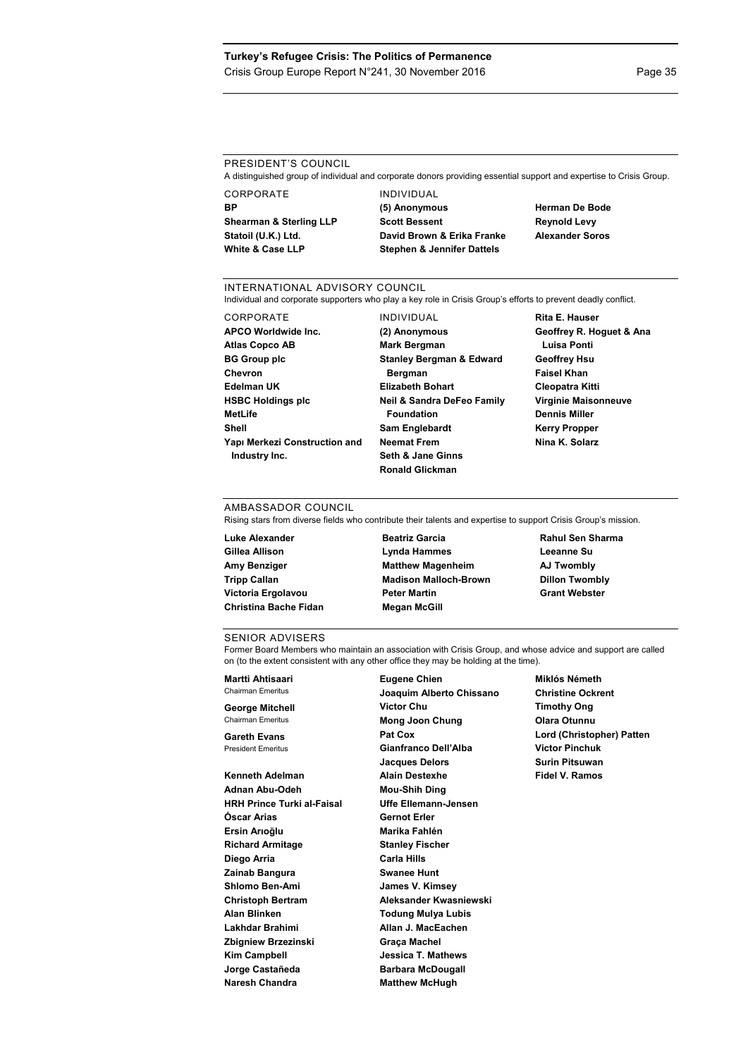## PRESIDENT'S COUNCIL

A distinguished group of individual and corporate donors providing essential support and expertise to Crisis Group.

### CORPORATE

**BP**
**Shearman & Sterling LLP**
**Statoil (U.K.) Ltd.**
**White & Case LLP**

### INDIVIDUAL

**(5) Anonymous**
**Scott Bessent**
**David Brown & Erika Franke**
**Stephen & Jennifer Dattels**
**Herman De Bode**
**Reynold Levy**
**Alexander Soros**

## INTERNATIONAL ADVISORY COUNCIL

Individual and corporate supporters who play a key role in Crisis Group's efforts to prevent deadly conflict.

### CORPORATE

**APCO Worldwide Inc.**
**Atlas Copco AB**
**BG Group plc**
**Chevron**
**Edelman UK**
**HSBC Holdings plc**
**MetLife**
**Shell**
**Yapı Merkezi Construction and Industry Inc.**

### INDIVIDUAL

**(2) Anonymous**
**Mark Bergman**
**Stanley Bergman & Edward Bergman**
**Elizabeth Bohart**
**Neil & Sandra DeFeo Family Foundation**
**Sam Englebardt**
**Neemat Frem**
**Seth & Jane Ginns**
**Ronald Glickman**
**Rita E. Hauser**
**Geoffrey R. Hoguet & Ana Luisa Ponti**
**Geoffrey Hsu**
**Faisel Khan**
**Cleopatra Kitti**
**Virginie Maisonneuve**
**Dennis Miller**
**Kerry Propper**
**Nina K. Solarz**

## AMBASSADOR COUNCIL

Rising stars from diverse fields who contribute their talents and expertise to support Crisis Group's mission.

**Luke Alexander**
**Gillea Allison**
**Amy Benziger**
**Tripp Callan**
**Victoria Ergolavou**
**Christina Bache Fidan**
**Beatriz Garcia**
**Lynda Hammes**
**Matthew Magenheim**
**Madison Malloch-Brown**
**Peter Martin**
**Megan McGill**
**Rahul Sen Sharma**
**Leeanne Su**
**AJ Twombly**
**Dillon Twombly**
**Grant Webster**

## SENIOR ADVISERS

Former Board Members who maintain an association with Crisis Group, and whose advice and support are called on (to the extent consistent with any other office they may be holding at the time).

**Martti Ahtisaari**
Chairman Emeritus

**George Mitchell**
Chairman Emeritus

**Gareth Evans**
President Emeritus

**Kenneth Adelman**
**Adnan Abu-Odeh**
**HRH Prince Turki al-Faisal**
**Óscar Arias**
**Ersin Arıoğlu**
**Richard Armitage**
**Diego Arria**
**Zainab Bangura**
**Shlomo Ben-Ami**
**Christoph Bertram**
**Alan Blinken**
**Lakhdar Brahimi**
**Zbigniew Brzezinski**
**Kim Campbell**
**Jorge Castañeda**
**Naresh Chandra**
**Eugene Chien**
**Joaquim Alberto Chissano**
**Victor Chu**
**Mong Joon Chung**
**Pat Cox**
**Gianfranco Dell'Alba**
**Jacques Delors**
**Alain Destexhe**
**Mou-Shih Ding**
**Uffe Ellemann-Jensen**
**Gernot Erler**
**Marika Fahlén**
**Stanley Fischer**
**Carla Hills**
**Swanee Hunt**
**James V. Kimsey**
**Aleksander Kwasniewski**
**Todung Mulya Lubis**
**Allan J. MacEachen**
**Graça Machel**
**Jessica T. Mathews**
**Barbara McDougall**
**Matthew McHugh**
**Miklós Németh**
**Christine Ockrent**
**Timothy Ong**
**Olara Otunnu**
**Lord (Christopher) Patten**
**Victor Pinchuk**
**Surin Pitsuwan**
**Fidel V. Ramos**